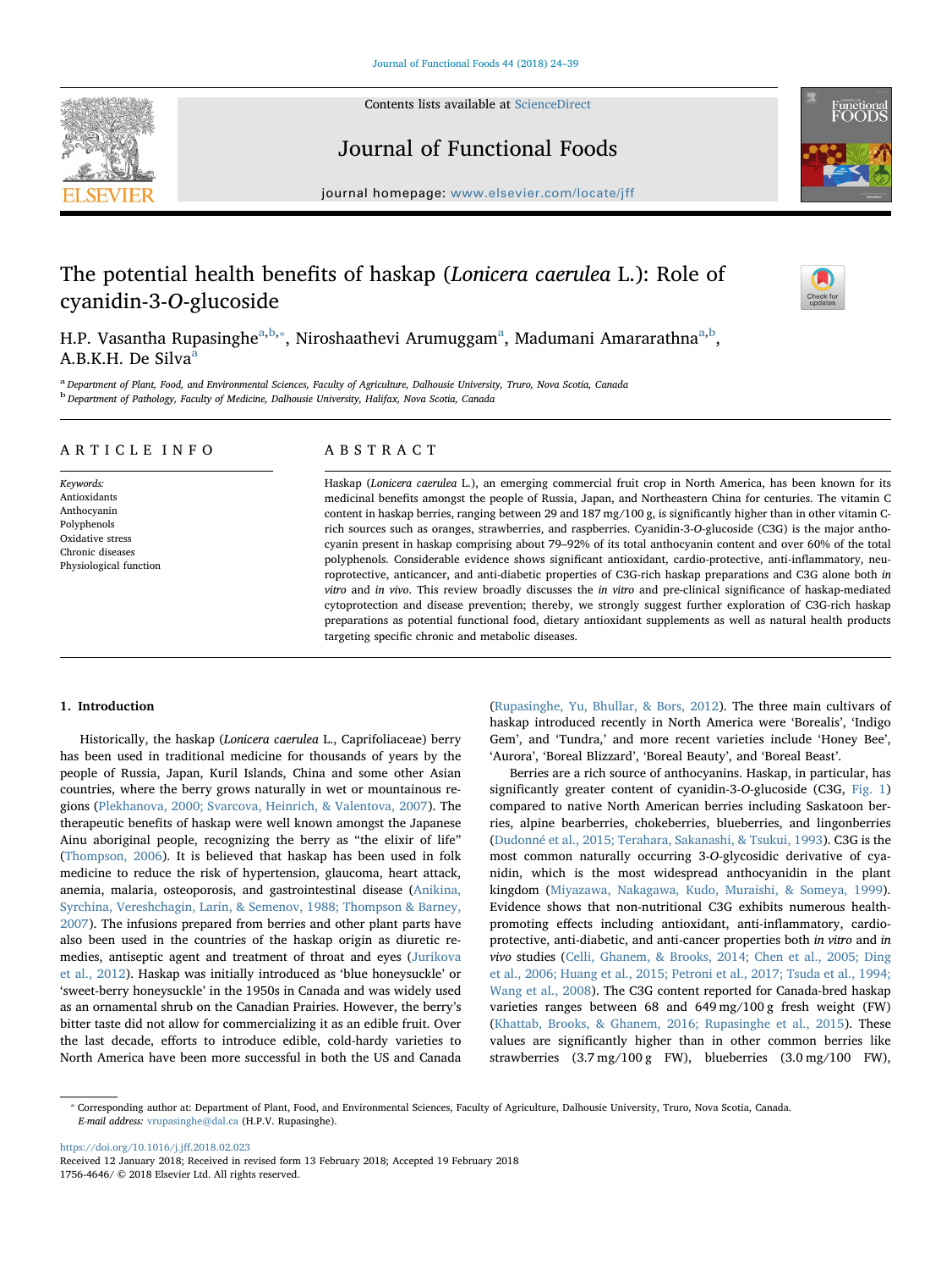# The potential health benefits of haskap (*Lonicera caerulea* L.): Role of cyanidin-3-*O*-glucoside

H.P. Vasantha Rupasinghe[a,b,*], Niroshaathevi Arumuggam[a], Madumani Amararathna[a,b], A.B.K.H. De Silva[a]

[a] Department of Plant, Food, and Environmental Sciences, Faculty of Agriculture, Dalhousie University, Truro, Nova Scotia, Canada
[b] Department of Pathology, Faculty of Medicine, Dalhousie University, Halifax, Nova Scotia, Canada

## ARTICLE INFO

*Keywords:*
Antioxidants
Anthocyanin
Polyphenols
Oxidative stress
Chronic diseases
Physiological function

## ABSTRACT

Haskap (*Lonicera caerulea* L.), an emerging commercial fruit crop in North America, has been known for its medicinal benefits amongst the people of Russia, Japan, and Northeastern China for centuries. The vitamin C content in haskap berries, ranging between 29 and 187 mg/100 g, is significantly higher than in other vitamin C-rich sources such as oranges, strawberries, and raspberries. Cyanidin-3-*O*-glucoside (C3G) is the major anthocyanin present in haskap comprising about 79–92% of its total anthocyanin content and over 60% of the total polyphenols. Considerable evidence shows significant antioxidant, cardio-protective, anti-inflammatory, neuroprotective, anticancer, and anti-diabetic properties of C3G-rich haskap preparations and C3G alone both *in vitro* and *in vivo*. This review broadly discusses the *in vitro* and pre-clinical significance of haskap-mediated cytoprotection and disease prevention; thereby, we strongly suggest further exploration of C3G-rich haskap preparations as potential functional food, dietary antioxidant supplements as well as natural health products targeting specific chronic and metabolic diseases.

## 1. Introduction

Historically, the haskap (*Lonicera caerulea* L., Caprifoliaceae) berry has been used in traditional medicine for thousands of years by the people of Russia, Japan, Kuril Islands, China and some other Asian countries, where the berry grows naturally in wet or mountainous regions (Plekhanova, 2000; Svarcova, Heinrich, & Valentova, 2007). The therapeutic benefits of haskap were well known amongst the Japanese Ainu aboriginal people, recognizing the berry as "the elixir of life" (Thompson, 2006). It is believed that haskap has been used in folk medicine to reduce the risk of hypertension, glaucoma, heart attack, anemia, malaria, osteoporosis, and gastrointestinal disease (Anikina, Syrchina, Vereshchagin, Larin, & Semenov, 1988; Thompson & Barney, 2007). The infusions prepared from berries and other plant parts have also been used in the countries of the haskap origin as diuretic remedies, antiseptic agent and treatment of throat and eyes (Jurikova et al., 2012). Haskap was initially introduced as 'blue honeysuckle' or 'sweet-berry honeysuckle' in the 1950s in Canada and was widely used as an ornamental shrub on the Canadian Prairies. However, the berry's bitter taste did not allow for commercializing it as an edible fruit. Over the last decade, efforts to introduce edible, cold-hardy varieties to North America have been more successful in both the US and Canada (Rupasinghe, Yu, Bhullar, & Bors, 2012). The three main cultivars of haskap introduced recently in North America were 'Borealis', 'Indigo Gem', and 'Tundra,' and more recent varieties include 'Honey Bee', 'Aurora', 'Boreal Blizzard', 'Boreal Beauty', and 'Boreal Beast'.

Berries are a rich source of anthocyanins. Haskap, in particular, has significantly greater content of cyanidin-3-*O*-glucoside (C3G, Fig. 1) compared to native North American berries including Saskatoon berries, alpine bearberries, chokeberries, blueberries, and lingonberries (Dudonné et al., 2015; Terahara, Sakanashi, & Tsukui, 1993). C3G is the most common naturally occurring 3-*O*-glycosidic derivative of cyanidin, which is the most widespread anthocyanidin in the plant kingdom (Miyazawa, Nakagawa, Kudo, Muraishi, & Someya, 1999). Evidence shows that non-nutritional C3G exhibits numerous health-promoting effects including antioxidant, anti-inflammatory, cardio-protective, anti-diabetic, and anti-cancer properties both *in vitro* and *in vivo* studies (Celli, Ghanem, & Brooks, 2014; Chen et al., 2005; Ding et al., 2006; Huang et al., 2015; Petroni et al., 2017; Tsuda et al., 1994; Wang et al., 2008). The C3G content reported for Canada-bred haskap varieties ranges between 68 and 649 mg/100 g fresh weight (FW) (Khattab, Brooks, & Ghanem, 2016; Rupasinghe et al., 2015). These values are significantly higher than in other common berries like strawberries (3.7 mg/100 g FW), blueberries (3.0 mg/100 FW),

* Corresponding author at: Department of Plant, Food, and Environmental Sciences, Faculty of Agriculture, Dalhousie University, Truro, Nova Scotia, Canada.
*E-mail address:* vrupasinghe@dal.ca (H.P.V. Rupasinghe).

https://doi.org/10.1016/j.jff.2018.02.023
Received 12 January 2018; Received in revised form 13 February 2018; Accepted 19 February 2018
1756-4646/ © 2018 Elsevier Ltd. All rights reserved.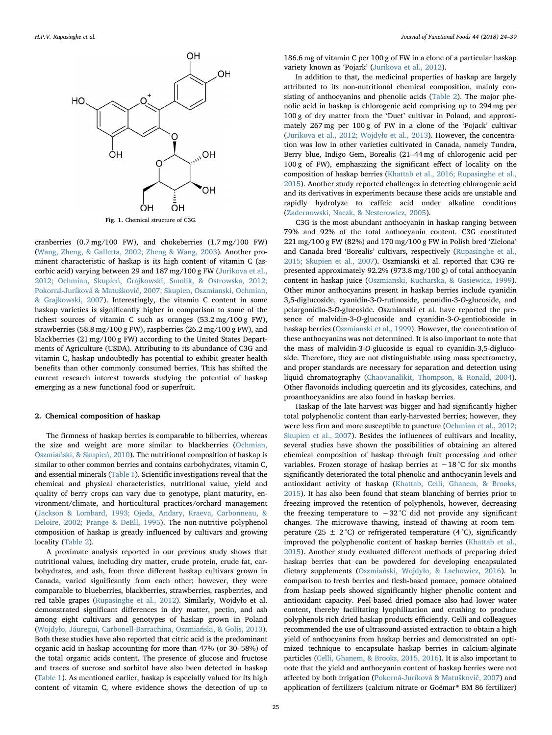Fig. 1. Chemical structure of C3G.

cranberries (0.7 mg/100 FW), and chokeberries (1.7 mg/100 FW) (Wang, Zheng, & Galletta, 2002; Zheng & Wang, 2003). Another prominent characteristic of haskap is its high content of vitamin C (ascorbic acid) varying between 29 and 187 mg/100 g FW (Jurikova et al., 2012; Ochmian, Skupień, Grajkowski, Smolik, & Ostrowska, 2012; Pokorná-Juríková & Matuškovič, 2007; Skupien, Oszmianski, Ochmian, & Grajkowski, 2007). Interestingly, the vitamin C content in some haskap varieties is significantly higher in comparison to some of the richest sources of vitamin C such as oranges (53.2 mg/100 g FW), strawberries (58.8 mg/100 g FW), raspberries (26.2 mg/100 g FW), and blackberries (21 mg/100 g FW) according to the United States Departments of Agriculture (USDA). Attributing to its abundance of C3G and vitamin C, haskap undoubtedly has potential to exhibit greater health benefits than other commonly consumed berries. This has shifted the current research interest towards studying the potential of haskap emerging as a new functional food or superfruit.

## 2. Chemical composition of haskap

The firmness of haskap berries is comparable to bilberries, whereas the size and weight are more similar to blackberries (Ochmian, Oszmiański, & Skupień, 2010). The nutritional composition of haskap is similar to other common berries and contains carbohydrates, vitamin C, and essential minerals (Table 1). Scientific investigations reveal that the chemical and physical characteristics, nutritional value, yield and quality of berry crops can vary due to genotype, plant maturity, environment/climate, and horticultural practices/orchard management (Jackson & Lombard, 1993; Ojeda, Andary, Kraeva, Carbonneau, & Deloire, 2002; Prange & DeEll, 1995). The non-nutritive polyphenol composition of haskap is greatly influenced by cultivars and growing locality (Table 2).

A proximate analysis reported in our previous study shows that nutritional values, including dry matter, crude protein, crude fat, carbohydrates, and ash, from three different haskap cultivars grown in Canada, varied significantly from each other; however, they were comparable to blueberries, blackberries, strawberries, raspberries, and red table grapes (Rupasinghe et al., 2012). Similarly, Wojdyło et al. demonstrated significant differences in dry matter, pectin, and ash among eight cultivars and genotypes of haskap grown in Poland (Wojdyło, Jáuregui, Carbonell-Barrachina, Oszmiański, & Golis, 2013). Both these studies have also reported that citric acid is the predominant organic acid in haskap accounting for more than 47% (or 30–58%) of the total organic acids content. The presence of glucose and fructose and traces of sucrose and sorbitol have also been detected in haskap (Table 1). As mentioned earlier, haskap is especially valued for its high content of vitamin C, where evidence shows the detection of up to 186.6 mg of vitamin C per 100 g of FW in a clone of a particular haskap variety known as 'Pojark' (Jurikova et al., 2012).

In addition to that, the medicinal properties of haskap are largely attributed to its non-nutritional chemical composition, mainly consisting of anthocyanins and phenolic acids (Table 2). The major phenolic acid in haskap is chlorogenic acid comprising up to 294 mg per 100 g of dry matter from the 'Duet' cultivar in Poland, and approximately 267 mg per 100 g of FW in a clone of the 'Pojack' cultivar (Jurikova et al., 2012; Wojdyło et al., 2013). However, the concentration was low in other varieties cultivated in Canada, namely Tundra, Berry blue, Indigo Gem, Borealis (21–44 mg of chlorogenic acid per 100 g of FW), emphasizing the significant effect of locality on the composition of haskap berries (Khattab et al., 2016; Rupasinghe et al., 2015). Another study reported challenges in detecting chlorogenic acid and its derivatives in experiments because these acids are unstable and rapidly hydrolyze to caffeic acid under alkaline conditions (Zadernowski, Naczk, & Nesterowicz, 2005).

C3G is the most abundant anthocyanin in haskap ranging between 79% and 92% of the total anthocyanin content. C3G constituted 221 mg/100 g FW (82%) and 170 mg/100 g FW in Polish bred 'Zielona' and Canada bred 'Borealis' cultivars, respectively (Rupasinghe et al., 2015; Skupien et al., 2007). Oszmianski et al. reported that C3G represented approximately 92.2% (973.8 mg/100 g) of total anthocyanin content in haskap juice (Oszmianski, Kucharska, & Gasiewicz, 1999). Other minor anthocyanins present in haskap berries include cyanidin 3,5-diglucoside, cyanidin-3-*O*-rutinoside, peonidin-3-*O*-glucoside, and pelargonidin-3-*O*-glucoside. Oszmianski et al. have reported the presence of malvidin-3-*O*-glucoside and cyanidin-3-*O*-gentiobioside in haskap berries (Oszmianski et al., 1999). However, the concentration of these anthocyanins was not determined. It is also important to note that the mass of malvidin-3-*O*-glucoside is equal to cyanidin-3,5-diglucoside. Therefore, they are not distinguishable using mass spectrometry, and proper standards are necessary for separation and detection using liquid chromatography (Chaovanalikit, Thompson, & Ronald, 2004). Other flavonoids including quercetin and its glycosides, catechins, and proanthocyanidins are also found in haskap berries.

Haskap of the late harvest was bigger and had significantly higher total polyphenolic content than early-harvested berries; however, they were less firm and more susceptible to puncture (Ochmian et al., 2012; Skupien et al., 2007). Besides the influences of cultivars and locality, several studies have shown the possibilities of obtaining an altered chemical composition of haskap through fruit processing and other variables. Frozen storage of haskap berries at −18 °C for six months significantly deteriorated the total phenolic and anthocyanin levels and antioxidant activity of haskap (Khattab, Celli, Ghanem, & Brooks, 2015). It has also been found that steam blanching of berries prior to freezing improved the retention of polyphenols, however, decreasing the freezing temperature to −32 °C did not provide any significant changes. The microwave thawing, instead of thawing at room temperature (25 ± 2 °C) or refrigerated temperature (4 °C), significantly improved the polyphenolic content of haskap berries (Khattab et al., 2015). Another study evaluated different methods of preparing dried haskap berries that can be powdered for developing encapsulated dietary supplements (Oszmiański, Wojdyło, & Lachowicz, 2016). In comparison to fresh berries and flesh-based pomace, pomace obtained from haskap peels showed significantly higher phenolic content and antioxidant capacity. Peel-based dried pomace also had lower water content, thereby facilitating lyophilization and crushing to produce polyphenols-rich dried haskap products efficiently. Celli and colleagues recommended the use of ultrasound-assisted extraction to obtain a high yield of anthocyanins from haskap berries and demonstrated an optimized technique to encapsulate haskap berries in calcium-alginate particles (Celli, Ghanem, & Brooks, 2015, 2016). It is also important to note that the yield and anthocyanin content of haskap berries were not affected by both irrigation (Pokorná-Juríková & Matuškovič, 2007) and application of fertilizers (calcium nitrate or Goëmar® BM 86 fertilizer)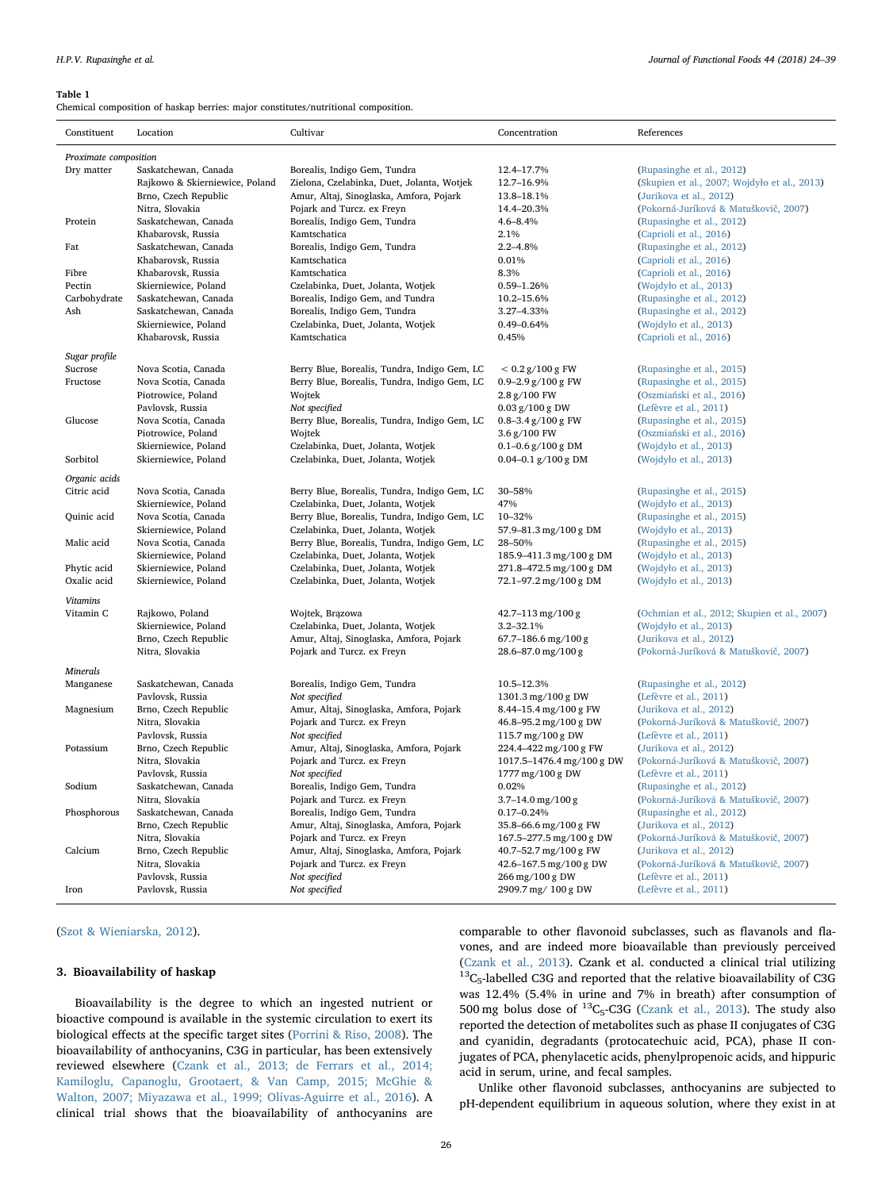**Table 1**
Chemical composition of haskap berries: major constitutes/nutritional composition.

| Constituent | Location | Cultivar | Concentration | References |
|---|---|---|---|---|
| *Proximate composition* | | | | |
| Dry matter | Saskatchewan, Canada | Borealis, Indigo Gem, Tundra | 12.4–17.7% | (Rupasinghe et al., 2012) |
| | Rajkowo & Skierniewice, Poland | Zielona, Czelabinka, Duet, Jolanta, Wotjek | 12.7–16.9% | (Skupien et al., 2007; Wojdyło et al., 2013) |
| | Brno, Czech Republic | Amur, Altaj, Sinoglaska, Amfora, Pojark | 13.8–18.1% | (Jurikova et al., 2012) |
| | Nitra, Slovakia | Pojark and Turcz. ex Freyn | 14.4–20.3% | (Pokorná-Juríková & Matuškovič, 2007) |
| Protein | Saskatchewan, Canada | Borealis, Indigo Gem, Tundra | 4.6–8.4% | (Rupasinghe et al., 2012) |
| | Khabarovsk, Russia | Kamtschatica | 2.1% | (Caprioli et al., 2016) |
| Fat | Saskatchewan, Canada | Borealis, Indigo Gem, Tundra | 2.2–4.8% | (Rupasinghe et al., 2012) |
| | Khabarovsk, Russia | Kamtschatica | 0.01% | (Caprioli et al., 2016) |
| Fibre | Khabarovsk, Russia | Kamtschatica | 8.3% | (Caprioli et al., 2016) |
| Pectin | Skierniewice, Poland | Czelabinka, Duet, Jolanta, Wotjek | 0.59–1.26% | (Wojdyło et al., 2013) |
| Carbohydrate | Saskatchewan, Canada | Borealis, Indigo Gem, and Tundra | 10.2–15.6% | (Rupasinghe et al., 2012) |
| Ash | Saskatchewan, Canada | Borealis, Indigo Gem, Tundra | 3.27–4.33% | (Rupasinghe et al., 2012) |
| | Skierniewice, Poland | Czelabinka, Duet, Jolanta, Wotjek | 0.49–0.64% | (Wojdyło et al., 2013) |
| | Khabarovsk, Russia | Kamtschatica | 0.45% | (Caprioli et al., 2016) |
| *Sugar profile* | | | | |
| Sucrose | Nova Scotia, Canada | Berry Blue, Borealis, Tundra, Indigo Gem, LC | < 0.2 g/100 g FW | (Rupasinghe et al., 2015) |
| Fructose | Nova Scotia, Canada | Berry Blue, Borealis, Tundra, Indigo Gem, LC | 0.9–2.9 g/100 g FW | (Rupasinghe et al., 2015) |
| | Piotrowice, Poland | Wojtek | 2.8 g/100 FW | (Oszmiański et al., 2016) |
| | Pavlovsk, Russia | *Not specified* | 0.03 g/100 g DW | (Lefèvre et al., 2011) |
| Glucose | Nova Scotia, Canada | Berry Blue, Borealis, Tundra, Indigo Gem, LC | 0.8–3.4 g/100 g FW | (Rupasinghe et al., 2015) |
| | Piotrowice, Poland | Wojtek | 3.6 g/100 FW | (Oszmiański et al., 2016) |
| | Skierniewice, Poland | Czelabinka, Duet, Jolanta, Wotjek | 0.1–0.6 g/100 g DM | (Wojdyło et al., 2013) |
| Sorbitol | Skierniewice, Poland | Czelabinka, Duet, Jolanta, Wotjek | 0.04–0.1 g/100 g DM | (Wojdyło et al., 2013) |
| *Organic acids* | | | | |
| Citric acid | Nova Scotia, Canada | Berry Blue, Borealis, Tundra, Indigo Gem, LC | 30–58% | (Rupasinghe et al., 2015) |
| | Skierniewice, Poland | Czelabinka, Duet, Jolanta, Wotjek | 47% | (Wojdyło et al., 2013) |
| Quinic acid | Nova Scotia, Canada | Berry Blue, Borealis, Tundra, Indigo Gem, LC | 10–32% | (Rupasinghe et al., 2015) |
| | Skierniewice, Poland | Czelabinka, Duet, Jolanta, Wotjek | 57.9–81.3 mg/100 g DM | (Wojdyło et al., 2013) |
| Malic acid | Nova Scotia, Canada | Berry Blue, Borealis, Tundra, Indigo Gem, LC | 28–50% | (Rupasinghe et al., 2015) |
| | Skierniewice, Poland | Czelabinka, Duet, Jolanta, Wotjek | 185.9–411.3 mg/100 g DM | (Wojdyło et al., 2013) |
| Phytic acid | Skierniewice, Poland | Czelabinka, Duet, Jolanta, Wotjek | 271.8–472.5 mg/100 g DM | (Wojdyło et al., 2013) |
| Oxalic acid | Skierniewice, Poland | Czelabinka, Duet, Jolanta, Wotjek | 72.1–97.2 mg/100 g DM | (Wojdyło et al., 2013) |
| *Vitamins* | | | | |
| Vitamin C | Rajkowo, Poland | Wojtek, Brązowa | 42.7–113 mg/100 g | (Ochmian et al., 2012; Skupien et al., 2007) |
| | Skierniewice, Poland | Czelabinka, Duet, Jolanta, Wotjek | 3.2–32.1% | (Wojdyło et al., 2013) |
| | Brno, Czech Republic | Amur, Altaj, Sinoglaska, Amfora, Pojark | 67.7–186.6 mg/100 g | (Jurikova et al., 2012) |
| | Nitra, Slovakia | Pojark and Turcz. ex Freyn | 28.6–87.0 mg/100 g | (Pokorná-Juríková & Matuškovič, 2007) |
| *Minerals* | | | | |
| Manganese | Saskatchewan, Canada | Borealis, Indigo Gem, Tundra | 10.5–12.3% | (Rupasinghe et al., 2012) |
| | Pavlovsk, Russia | *Not specified* | 1301.3 mg/100 g DW | (Lefèvre et al., 2011) |
| Magnesium | Brno, Czech Republic | Amur, Altaj, Sinoglaska, Amfora, Pojark | 8.44–15.4 mg/100 g FW | (Jurikova et al., 2012) |
| | Nitra, Slovakia | Pojark and Turcz. ex Freyn | 46.8–95.2 mg/100 g DW | (Pokorná-Juríková & Matuškovič, 2007) |
| | Pavlovsk, Russia | *Not specified* | 115.7 mg/100 g DW | (Lefèvre et al., 2011) |
| Potassium | Brno, Czech Republic | Amur, Altaj, Sinoglaska, Amfora, Pojark | 224.4–422 mg/100 g FW | (Jurikova et al., 2012) |
| | Nitra, Slovakia | Pojark and Turcz. ex Freyn | 1017.5–1476.4 mg/100 g DW | (Pokorná-Juríková & Matuškovič, 2007) |
| | Pavlovsk, Russia | *Not specified* | 1777 mg/100 g DW | (Lefèvre et al., 2011) |
| Sodium | Saskatchewan, Canada | Borealis, Indigo Gem, Tundra | 0.02% | (Rupasinghe et al., 2012) |
| | Nitra, Slovakia | Pojark and Turcz. ex Freyn | 3.7–14.0 mg/100 g | (Pokorná-Juríková & Matuškovič, 2007) |
| Phosphorous | Saskatchewan, Canada | Borealis, Indigo Gem, Tundra | 0.17–0.24% | (Rupasinghe et al., 2012) |
| | Brno, Czech Republic | Amur, Altaj, Sinoglaska, Amfora, Pojark | 35.8–66.6 mg/100 g FW | (Jurikova et al., 2012) |
| | Nitra, Slovakia | Pojark and Turcz. ex Freyn | 167.5–277.5 mg/100 g DW | (Pokorná-Juríková & Matuškovič, 2007) |
| Calcium | Brno, Czech Republic | Amur, Altaj, Sinoglaska, Amfora, Pojark | 40.7–52.7 mg/100 g FW | (Jurikova et al., 2012) |
| | Nitra, Slovakia | Pojark and Turcz. ex Freyn | 42.6–167.5 mg/100 g DW | (Pokorná-Juríková & Matuškovič, 2007) |
| | Pavlovsk, Russia | *Not specified* | 266 mg/100 g DW | (Lefèvre et al., 2011) |
| Iron | Pavlovsk, Russia | *Not specified* | 2909.7 mg/ 100 g DW | (Lefèvre et al., 2011) |

(Szot & Wieniarska, 2012).

## 3. Bioavailability of haskap

Bioavailability is the degree to which an ingested nutrient or bioactive compound is available in the systemic circulation to exert its biological effects at the specific target sites (Porrini & Riso, 2008). The bioavailability of anthocyanins, C3G in particular, has been extensively reviewed elsewhere (Czank et al., 2013; de Ferrars et al., 2014; Kamiloglu, Capanoglu, Grootaert, & Van Camp, 2015; McGhie & Walton, 2007; Miyazawa et al., 1999; Olivas-Aguirre et al., 2016). A clinical trial shows that the bioavailability of anthocyanins are comparable to other flavonoid subclasses, such as flavanols and flavones, and are indeed more bioavailable than previously perceived (Czank et al., 2013). Czank et al. conducted a clinical trial utilizing $^{13}C_5$-labelled C3G and reported that the relative bioavailability of C3G was 12.4% (5.4% in urine and 7% in breath) after consumption of 500 mg bolus dose of $^{13}C_5$-C3G (Czank et al., 2013). The study also reported the detection of metabolites such as phase II conjugates of C3G and cyanidin, degradants (protocatechuic acid, PCA), phase II conjugates of PCA, phenylacetic acids, phenylpropenoic acids, and hippuric acid in serum, urine, and fecal samples.

Unlike other flavonoid subclasses, anthocyanins are subjected to pH-dependent equilibrium in aqueous solution, where they exist in at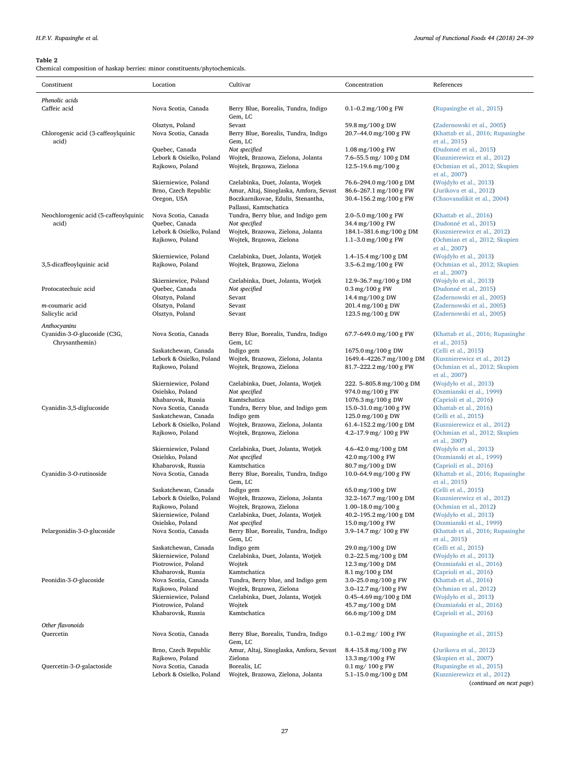**Table 2**
Chemical composition of haskap berries: minor constituents/phytochemicals.

| Constituent | Location | Cultivar | Concentration | References |
|---|---|---|---|---|
| *Phenolic acids* | | | | |
| Caffeic acid | Nova Scotia, Canada | Berry Blue, Borealis, Tundra, Indigo Gem, LC | 0.1–0.2 mg/100 g FW | (Rupasinghe et al., 2015) |
| | Olsztyn, Poland | Sevast | 59.8 mg/100 g DW | (Zadernowski et al., 2005) |
| Chlorogenic acid (3-caffeoylquinic acid) | Nova Scotia, Canada | Berry Blue, Borealis, Tundra, Indigo Gem, LC | 20.7–44.0 mg/100 g FW | (Khattab et al., 2016; Rupasinghe et al., 2015) |
| | Quebec, Canada | *Not specified* | 1.08 mg/100 g FW | (Dudonné et al., 2015) |
| | Lebork & Osielko, Poland | Wojtek, Brazowa, Zielona, Jolanta | 7.6–55.5 mg/ 100 g DM | (Kusznierewicz et al., 2012) |
| | Rajkowo, Poland | Wojtek, Brązowa, Zielona | 12.5–19.6 mg/100 g | (Ochmian et al., 2012; Skupien et al., 2007) |
| | Skierniewice, Poland | Czelabinka, Duet, Jolanta, Wotjek | 76.6–294.0 mg/100 g DM | (Wojdyło et al., 2013) |
| | Brno, Czech Republic | Amur, Altaj, Sinoglaska, Amfora, Sevast | 86.6–267.1 mg/100 g FW | (Jurikova et al., 2012) |
| | Oregon, USA | Boczkarnikovae, Edulis, Stenantha, Pallassi, Kamtschatica | 30.4–156.2 mg/100 g FW | (Chaovanalikit et al., 2004) |
| Neochlorogenic acid (5-caffeoylquinic acid) | Nova Scotia, Canada | Tundra, Berry blue, and Indigo gem | 2.0–5.0 mg/100 g FW | (Khattab et al., 2016) |
| | Quebec, Canada | *Not specified* | 34.4 mg/100 g FW | (Dudonné et al., 2015) |
| | Lebork & Osielko, Poland | Wojtek, Brazowa, Zielona, Jolanta | 184.1–381.6 mg/100 g DM | (Kusznierewicz et al., 2012) |
| | Rajkowo, Poland | Wojtek, Brązowa, Zielona | 1.1–3.0 mg/100 g FW | (Ochmian et al., 2012; Skupien et al., 2007) |
| | Skierniewice, Poland | Czelabinka, Duet, Jolanta, Wotjek | 1.4–15.4 mg/100 g DM | (Wojdyło et al., 2013) |
| 3,5-dicaffeoylquinic acid | Rajkowo, Poland | Wojtek, Brązowa, Zielona | 3.5–6.2 mg/100 g FW | (Ochmian et al., 2012; Skupien et al., 2007) |
| | Skierniewice, Poland | Czelabinka, Duet, Jolanta, Wotjek | 12.9–36.7 mg/100 g DM | (Wojdyło et al., 2013) |
| Protocatechuic acid | Quebec, Canada | *Not specified* | 0.3 mg/100 g FW | (Dudonné et al., 2015) |
| | Olsztyn, Poland | Sevast | 14.4 mg/100 g DW | (Zadernowski et al., 2005) |
| *m*-coumaric acid | Olsztyn, Poland | Sevast | 201.4 mg/100 g DW | (Zadernowski et al., 2005) |
| Salicylic acid | Olsztyn, Poland | Sevast | 123.5 mg/100 g DW | (Zadernowski et al., 2005) |
| *Anthocyanins* | | | | |
| Cyanidin-3-*O*-glucoside (C3G, Chrysanthemin) | Nova Scotia, Canada | Berry Blue, Borealis, Tundra, Indigo Gem, LC | 67.7–649.0 mg/100 g FW | (Khattab et al., 2016; Rupasinghe et al., 2015) |
| | Saskatchewan, Canada | Indigo gem | 1675.0 mg/100 g DW | (Celli et al., 2015) |
| | Lebork & Osielko, Poland | Wojtek, Brazowa, Zielona, Jolanta | 1649.4–4226.7 mg/100 g DM | (Kusznierewicz et al., 2012) |
| | Rajkowo, Poland | Wojtek, Brązowa, Zielona | 81.7–222.2 mg/100 g FW | (Ochmian et al., 2012; Skupien et al., 2007) |
| | Skierniewice, Poland | Czelabinka, Duet, Jolanta, Wotjek | 222. 5–805.8 mg/100 g DM | (Wojdyło et al., 2013) |
| | Osielsko, Poland | *Not specified* | 974.0 mg/100 g FW | (Oszmianski et al., 1999) |
| | Khabarovsk, Russia | Kamtschatica | 1076.3 mg/100 g DW | (Caprioli et al., 2016) |
| Cyanidin-3,5-diglucoside | Nova Scotia, Canada | Tundra, Berry blue, and Indigo gem | 15.0–31.0 mg/100 g FW | (Khattab et al., 2016) |
| | Saskatchewan, Canada | Indigo gem | 125.0 mg/100 g DW | (Celli et al., 2015) |
| | Lebork & Osielko, Poland | Wojtek, Brazowa, Zielona, Jolanta | 61.4–152.2 mg/100 g DM | (Kusznierewicz et al., 2012) |
| | Rajkowo, Poland | Wojtek, Brązowa, Zielona | 4.2–17.9 mg/ 100 g FW | (Ochmian et al., 2012; Skupien et al., 2007) |
| | Skierniewice, Poland | Czelabinka, Duet, Jolanta, Wotjek | 4.6–42.0 mg/100 g DM | (Wojdyło et al., 2013) |
| | Osielsko, Poland | *Not specified* | 42.0 mg/100 g FW | (Oszmianski et al., 1999) |
| | Khabarovsk, Russia | Kamtschatica | 80.7 mg/100 g DW | (Caprioli et al., 2016) |
| Cyanidin-3-*O*-rutinoside | Nova Scotia, Canada | Berry Blue, Borealis, Tundra, Indigo Gem, LC | 10.0–64.9 mg/100 g FW | (Khattab et al., 2016; Rupasinghe et al., 2015) |
| | Saskatchewan, Canada | Indigo gem | 65.0 mg/100 g DW | (Celli et al., 2015) |
| | Lebork & Osielko, Poland | Wojtek, Brazowa, Zielona, Jolanta | 32.2–167.7 mg/100 g DM | (Kusznierewicz et al., 2012) |
| | Rajkowo, Poland | Wojtek, Brązowa, Zielona | 1.00–18.0 mg/100 g | (Ochmian et al., 2012) |
| | Skierniewice, Poland | Czelabinka, Duet, Jolanta, Wotjek | 40.2–195.2 mg/100 g DM | (Wojdyło et al., 2013) |
| | Osielsko, Poland | *Not specified* | 15.0 mg/100 g FW | (Oszmianski et al., 1999) |
| Pelargonidin-3-*O*-glucoside | Nova Scotia, Canada | Berry Blue, Borealis, Tundra, Indigo Gem, LC | 3.9–14.7 mg/ 100 g FW | (Khattab et al., 2016; Rupasinghe et al., 2015) |
| | Saskatchewan, Canada | Indigo gem | 29.0 mg/100 g DW | (Celli et al., 2015) |
| | Skierniewice, Poland | Czelabinka, Duet, Jolanta, Wotjek | 0.2–22.5 mg/100 g DM | (Wojdyło et al., 2013) |
| | Piotrowice, Poland | Wojtek | 12.3 mg/100 g DM | (Oszmiański et al., 2016) |
| | Khabarovsk, Russia | Kamtschatica | 8.1 mg/100 g DM | (Caprioli et al., 2016) |
| Peonidin-3-*O*-glucoside | Nova Scotia, Canada | Tundra, Berry blue, and Indigo gem | 3.0–25.0 mg/100 g FW | (Khattab et al., 2016) |
| | Rajkowo, Poland | Wojtek, Brązowa, Zielona | 3.0–12.7 mg/100 g FW | (Ochmian et al., 2012) |
| | Skierniewice, Poland | Czelabinka, Duet, Jolanta, Wotjek | 0.45–4.69 mg/100 g DM | (Wojdyło et al., 2013) |
| | Piotrowice, Poland | Wojtek | 45.7 mg/100 g DM | (Oszmiański et al., 2016) |
| | Khabarovsk, Russia | Kamtschatica | 66.6 mg/100 g DM | (Caprioli et al., 2016) |
| *Other flavonoids* | | | | |
| Quercetin | Nova Scotia, Canada | Berry Blue, Borealis, Tundra, Indigo Gem, LC | 0.1–0.2 mg/ 100 g FW | (Rupasinghe et al., 2015) |
| | Brno, Czech Republic | Amur, Altaj, Sinoglaska, Amfora, Sevast | 8.4–15.8 mg/100 g FW | (Jurikova et al., 2012) |
| | Rajkowo, Poland | Zielona | 13.3 mg/100 g FW | (Skupien et al., 2007) |
| Quercetin-3-*O*-galactoside | Nova Scotia, Canada | Borealis, LC | 0.1 mg/ 100 g FW | (Rupasinghe et al., 2015) |
| | Lebork & Osielko, Poland | Wojtek, Brazowa, Zielona, Jolanta | 5.1–15.0 mg/100 g DM | (Kusznierewicz et al., 2012) |

(*continued on next page*)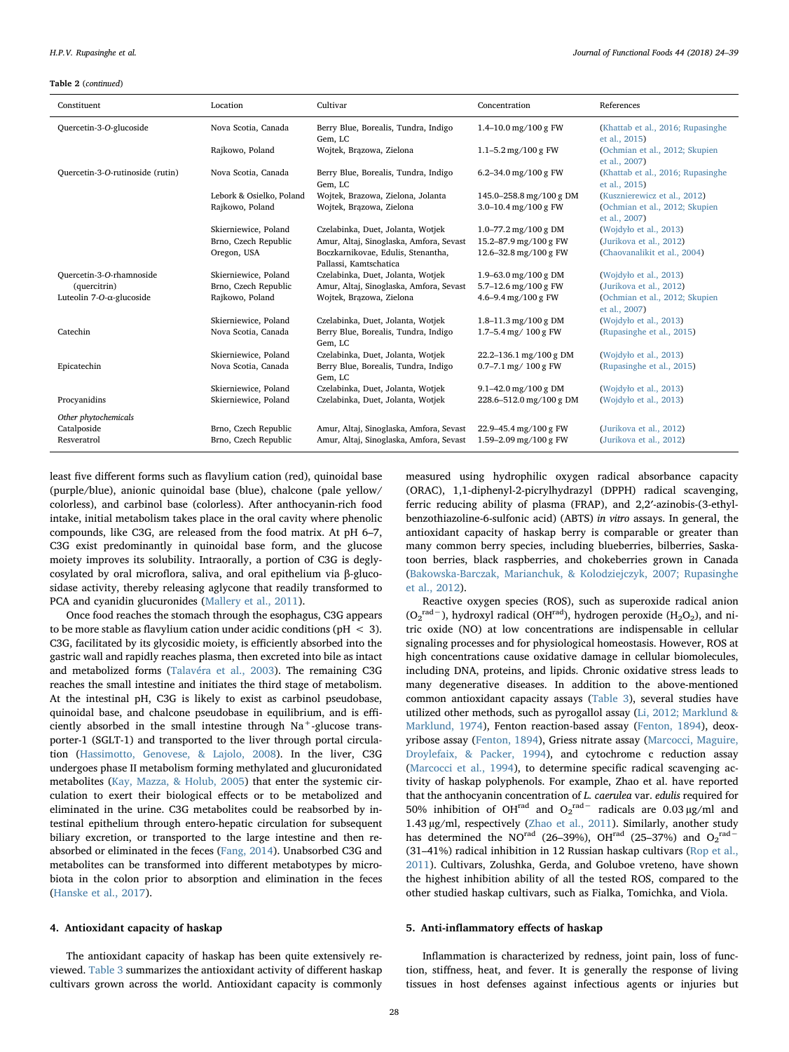**Table 2** (*continued*)

| Constituent | Location | Cultivar | Concentration | References |
|---|---|---|---|---|
| Quercetin-3-*O*-glucoside | Nova Scotia, Canada | Berry Blue, Borealis, Tundra, Indigo Gem, LC | 1.4–10.0 mg/100 g FW | (Khattab et al., 2016; Rupasinghe et al., 2015) |
| | Rajkowo, Poland | Wojtek, Brązowa, Zielona | 1.1–5.2 mg/100 g FW | (Ochmian et al., 2012; Skupien et al., 2007) |
| Quercetin-3-*O*-rutinoside (rutin) | Nova Scotia, Canada | Berry Blue, Borealis, Tundra, Indigo Gem, LC | 6.2–34.0 mg/100 g FW | (Khattab et al., 2016; Rupasinghe et al., 2015) |
| | Lebork & Osielko, Poland | Wojtek, Brazowa, Zielona, Jolanta | 145.0–258.8 mg/100 g DM | (Kusznierewicz et al., 2012) |
| | Rajkowo, Poland | Wojtek, Brązowa, Zielona | 3.0–10.4 mg/100 g FW | (Ochmian et al., 2012; Skupien et al., 2007) |
| | Skierniewice, Poland | Czelabinka, Duet, Jolanta, Wotjek | 1.0–77.2 mg/100 g DM | (Wojdyło et al., 2013) |
| | Brno, Czech Republic | Amur, Altaj, Sinoglaska, Amfora, Sevast | 15.2–87.9 mg/100 g FW | (Jurikova et al., 2012) |
| | Oregon, USA | Boczkarnikovae, Edulis, Stenantha, Pallassi, Kamtschatica | 12.6–32.8 mg/100 g FW | (Chaovanalikit et al., 2004) |
| Quercetin-3-*O*-rhamnoside (quercitrin) | Skierniewice, Poland | Czelabinka, Duet, Jolanta, Wotjek | 1.9–63.0 mg/100 g DM | (Wojdyło et al., 2013) |
| | Brno, Czech Republic | Amur, Altaj, Sinoglaska, Amfora, Sevast | 5.7–12.6 mg/100 g FW | (Jurikova et al., 2012) |
| Luteolin 7-*O*-α-glucoside | Rajkowo, Poland | Wojtek, Brązowa, Zielona | 4.6–9.4 mg/100 g FW | (Ochmian et al., 2012; Skupien et al., 2007) |
| | Skierniewice, Poland | Czelabinka, Duet, Jolanta, Wotjek | 1.8–11.3 mg/100 g DM | (Wojdyło et al., 2013) |
| Catechin | Nova Scotia, Canada | Berry Blue, Borealis, Tundra, Indigo Gem, LC | 1.7–5.4 mg/ 100 g FW | (Rupasinghe et al., 2015) |
| | Skierniewice, Poland | Czelabinka, Duet, Jolanta, Wotjek | 22.2–136.1 mg/100 g DM | (Wojdyło et al., 2013) |
| Epicatechin | Nova Scotia, Canada | Berry Blue, Borealis, Tundra, Indigo Gem, LC | 0.7–7.1 mg/ 100 g FW | (Rupasinghe et al., 2015) |
| | Skierniewice, Poland | Czelabinka, Duet, Jolanta, Wotjek | 9.1–42.0 mg/100 g DM | (Wojdyło et al., 2013) |
| Procyanidins | Skierniewice, Poland | Czelabinka, Duet, Jolanta, Wotjek | 228.6–512.0 mg/100 g DM | (Wojdyło et al., 2013) |
| *Other phytochemicals* | | | | |
| Catalposide | Brno, Czech Republic | Amur, Altaj, Sinoglaska, Amfora, Sevast | 22.9–45.4 mg/100 g FW | (Jurikova et al., 2012) |
| Resveratrol | Brno, Czech Republic | Amur, Altaj, Sinoglaska, Amfora, Sevast | 1.59–2.09 mg/100 g FW | (Jurikova et al., 2012) |

least five different forms such as flavylium cation (red), quinoidal base (purple/blue), anionic quinoidal base (blue), chalcone (pale yellow/colorless), and carbinol base (colorless). After anthocyanin-rich food intake, initial metabolism takes place in the oral cavity where phenolic compounds, like C3G, are released from the food matrix. At pH 6–7, C3G exist predominantly in quinoidal base form, and the glucose moiety improves its solubility. Intraorally, a portion of C3G is deglycosylated by oral microflora, saliva, and oral epithelium via β-glucosidase activity, thereby releasing aglycone that readily transformed to PCA and cyanidin glucuronides (Mallery et al., 2011).

Once food reaches the stomach through the esophagus, C3G appears to be more stable as flavylium cation under acidic conditions (pH < 3). C3G, facilitated by its glycosidic moiety, is efficiently absorbed into the gastric wall and rapidly reaches plasma, then excreted into bile as intact and metabolized forms (Talavéra et al., 2003). The remaining C3G reaches the small intestine and initiates the third stage of metabolism. At the intestinal pH, C3G is likely to exist as carbinol pseudobase, quinoidal base, and chalcone pseudobase in equilibrium, and is efficiently absorbed in the small intestine through $Na^{+}$-glucose transporter-1 (SGLT-1) and transported to the liver through portal circulation (Hassimotto, Genovese, & Lajolo, 2008). In the liver, C3G undergoes phase II metabolism forming methylated and glucuronidated metabolites (Kay, Mazza, & Holub, 2005) that enter the systemic circulation to exert their biological effects or to be metabolized and eliminated in the urine. C3G metabolites could be reabsorbed by intestinal epithelium through entero-hepatic circulation for subsequent biliary excretion, or transported to the large intestine and then reabsorbed or eliminated in the feces (Fang, 2014). Unabsorbed C3G and metabolites can be transformed into different metabotypes by microbiota in the colon prior to absorption and elimination in the feces (Hanske et al., 2017).

## 4. Antioxidant capacity of haskap

The antioxidant capacity of haskap has been quite extensively reviewed. Table 3 summarizes the antioxidant activity of different haskap cultivars grown across the world. Antioxidant capacity is commonly measured using hydrophilic oxygen radical absorbance capacity (ORAC), 1,1-diphenyl-2-picrylhydrazyl (DPPH) radical scavenging, ferric reducing ability of plasma (FRAP), and 2,2′-azinobis-(3-ethylbenzothiazoline-6-sulfonic acid) (ABTS) *in vitro* assays. In general, the antioxidant capacity of haskap berry is comparable or greater than many common berry species, including blueberries, bilberries, Saskatoon berries, black raspberries, and chokeberries grown in Canada (Bakowska-Barczak, Marianchuk, & Kolodziejczyk, 2007; Rupasinghe et al., 2012).

Reactive oxygen species (ROS), such as superoxide radical anion ($O_2^{rad-}$), hydroxyl radical ($OH^{rad}$), hydrogen peroxide ($H_2O_2$), and nitric oxide (NO) at low concentrations are indispensable in cellular signaling processes and for physiological homeostasis. However, ROS at high concentrations cause oxidative damage in cellular biomolecules, including DNA, proteins, and lipids. Chronic oxidative stress leads to many degenerative diseases. In addition to the above-mentioned common antioxidant capacity assays (Table 3), several studies have utilized other methods, such as pyrogallol assay (Li, 2012; Marklund & Marklund, 1974), Fenton reaction-based assay (Fenton, 1894), deoxyribose assay (Fenton, 1894), Griess nitrate assay (Marcocci, Maguire, Droylefaix, & Packer, 1994), and cytochrome c reduction assay (Marcocci et al., 1994), to determine specific radical scavenging activity of haskap polyphenols. For example, Zhao et al. have reported that the anthocyanin concentration of *L. caerulea* var. *edulis* required for 50% inhibition of $OH^{rad}$ and $O_2^{rad-}$ radicals are 0.03 µg/ml and 1.43 µg/ml, respectively (Zhao et al., 2011). Similarly, another study has determined the $NO^{rad}$ (26–39%), $OH^{rad}$ (25–37%) and $O_2^{rad-}$ (31–41%) radical inhibition in 12 Russian haskap cultivars (Rop et al., 2011). Cultivars, Zolushka, Gerda, and Goluboe vreteno, have shown the highest inhibition ability of all the tested ROS, compared to the other studied haskap cultivars, such as Fialka, Tomichka, and Viola.

## 5. Anti-inflammatory effects of haskap

Inflammation is characterized by redness, joint pain, loss of function, stiffness, heat, and fever. It is generally the response of living tissues in host defenses against infectious agents or injuries but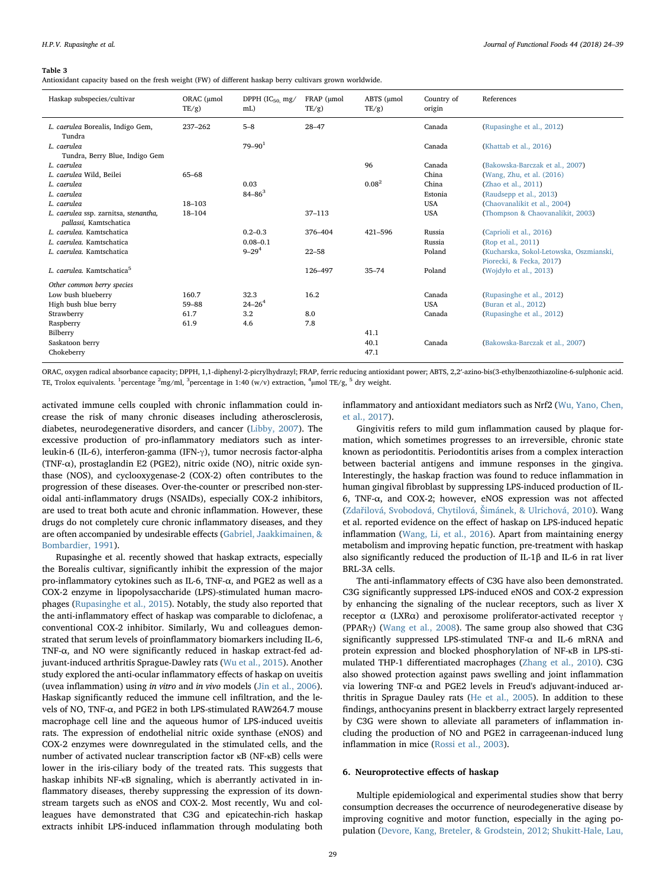**Table 3**
Antioxidant capacity based on the fresh weight (FW) of different haskap berry cultivars grown worldwide.

| Haskap subspecies/cultivar | ORAC (μmol TE/g) | DPPH ($IC_{50}$, mg/mL) | FRAP (μmol TE/g) | ABTS (μmol TE/g) | Country of origin | References |
|---|---|---|---|---|---|---|
| *L. caerulea* Borealis, Indigo Gem, Tundra | 237–262 | 5–8 | 28–47 | | Canada | (Rupasinghe et al., 2012) |
| *L. caerulea* Tundra, Berry Blue, Indigo Gem | | 79–90[1] | | | Canada | (Khattab et al., 2016) |
| *L. caerulea* | | | | 96 | Canada | (Bakowska-Barczak et al., 2007) |
| *L. caerulea* Wild, Beilei | 65–68 | | | | China | (Wang, Zhu, et al. (2016) |
| *L. caerulea* | | 0.03 | | 0.08[2] | China | (Zhao et al., 2011) |
| *L. caerulea* | | 84–86[3] | | | Estonia | (Raudsepp et al., 2013) |
| *L. caerulea* | 18–103 | | | | USA | (Chaovanalikit et al., 2004) |
| *L. caerulea* ssp. zarnitsa, *stenantha*, *pallassi*, Kamtschatica | 18–104 | | 37–113 | | USA | (Thompson & Chaovanalikit, 2003) |
| *L. caerulea.* Kamtschatica | | 0.2–0.3 | 376–404 | 421–596 | Russia | (Caprioli et al., 2016) |
| *L. caerulea.* Kamtschatica | | 0.08–0.1 | | | Russia | (Rop et al., 2011) |
| *L. caerulea.* Kamtschatica | | 9–29[4] | 22–58 | | Poland | (Kucharska, Sokol-Letowska, Oszmianski, Piorecki, & Fecka, 2017) |
| *L. caerulea.* Kamtschatica[5] | | | 126–497 | 35–74 | Poland | (Wojdyło et al., 2013) |
| *Other common berry species* | | | | | | |
| Low bush blueberry | 160.7 | 32.3 | 16.2 | | Canada | (Rupasinghe et al., 2012) |
| High bush blue berry | 59–88 | 24–26[4] | | | USA | (Buran et al., 2012) |
| Strawberry | 61.7 | 3.2 | 8.0 | | Canada | (Rupasinghe et al., 2012) |
| Raspberry | 61.9 | 4.6 | 7.8 | | | |
| Bilberry | | | | 41.1 | | |
| Saskatoon berry | | | | 40.1 | Canada | (Bakowska-Barczak et al., 2007) |
| Chokeberry | | | | 47.1 | | |

ORAC, oxygen radical absorbance capacity; DPPH, 1,1-diphenyl-2-picrylhydrazyl; FRAP, ferric reducing antioxidant power; ABTS, 2,2′-azino-bis(3-ethylbenzothiazoline-6-sulphonic acid. TE, Trolox equivalents. [1]percentage [2]mg/ml, [3]percentage in 1:40 (w/v) extraction, [4]μmol TE/g, [5] dry weight.

activated immune cells coupled with chronic inflammation could increase the risk of many chronic diseases including atherosclerosis, diabetes, neurodegenerative disorders, and cancer (Libby, 2007). The excessive production of pro-inflammatory mediators such as interleukin-6 (IL-6), interferon-gamma (IFN-γ), tumor necrosis factor-alpha (TNF-α), prostaglandin E2 (PGE2), nitric oxide (NO), nitric oxide synthase (NOS), and cyclooxygenase-2 (COX-2) often contributes to the progression of these diseases. Over-the-counter or prescribed non-steroidal anti-inflammatory drugs (NSAIDs), especially COX-2 inhibitors, are used to treat both acute and chronic inflammation. However, these drugs do not completely cure chronic inflammatory diseases, and they are often accompanied by undesirable effects (Gabriel, Jaakkimainen, & Bombardier, 1991).

Rupasinghe et al. recently showed that haskap extracts, especially the Borealis cultivar, significantly inhibit the expression of the major pro-inflammatory cytokines such as IL-6, TNF-α, and PGE2 as well as a COX-2 enzyme in lipopolysaccharide (LPS)-stimulated human macrophages (Rupasinghe et al., 2015). Notably, the study also reported that the anti-inflammatory effect of haskap was comparable to diclofenac, a conventional COX-2 inhibitor. Similarly, Wu and colleagues demonstrated that serum levels of proinflammatory biomarkers including IL-6, TNF-α, and NO were significantly reduced in haskap extract-fed adjuvant-induced arthritis Sprague-Dawley rats (Wu et al., 2015). Another study explored the anti-ocular inflammatory effects of haskap on uveitis (uvea inflammation) using *in vitro* and *in vivo* models (Jin et al., 2006). Haskap significantly reduced the immune cell infiltration, and the levels of NO, TNF-α, and PGE2 in both LPS-stimulated RAW264.7 mouse macrophage cell line and the aqueous humor of LPS-induced uveitis rats. The expression of endothelial nitric oxide synthase (eNOS) and COX-2 enzymes were downregulated in the stimulated cells, and the number of activated nuclear transcription factor κB (NF-κB) cells were lower in the iris-ciliary body of the treated rats. This suggests that haskap inhibits NF-κB signaling, which is aberrantly activated in inflammatory diseases, thereby suppressing the expression of its downstream targets such as eNOS and COX-2. Most recently, Wu and colleagues have demonstrated that C3G and epicatechin-rich haskap extracts inhibit LPS-induced inflammation through modulating both inflammatory and antioxidant mediators such as Nrf2 (Wu, Yano, Chen, et al., 2017).

Gingivitis refers to mild gum inflammation caused by plaque formation, which sometimes progresses to an irreversible, chronic state known as periodontitis. Periodontitis arises from a complex interaction between bacterial antigens and immune responses in the gingiva. Interestingly, the haskap fraction was found to reduce inflammation in human gingival fibroblast by suppressing LPS-induced production of IL-6, TNF-α, and COX-2; however, eNOS expression was not affected (Zdařilová, Svobodová, Chytilová, Šimánek, & Ulrichová, 2010). Wang et al. reported evidence on the effect of haskap on LPS-induced hepatic inflammation (Wang, Li, et al., 2016). Apart from maintaining energy metabolism and improving hepatic function, pre-treatment with haskap also significantly reduced the production of IL-1β and IL-6 in rat liver BRL-3A cells.

The anti-inflammatory effects of C3G have also been demonstrated. C3G significantly suppressed LPS-induced eNOS and COX-2 expression by enhancing the signaling of the nuclear receptors, such as liver X receptor α (LXRα) and peroxisome proliferator-activated receptor γ (PPARγ) (Wang et al., 2008). The same group also showed that C3G significantly suppressed LPS-stimulated TNF-α and IL-6 mRNA and protein expression and blocked phosphorylation of NF-κB in LPS-stimulated THP-1 differentiated macrophages (Zhang et al., 2010). C3G also showed protection against paws swelling and joint inflammation via lowering TNF-α and PGE2 levels in Freud's adjuvant-induced arthritis in Sprague Dauley rats (He et al., 2005). In addition to these findings, anthocyanins present in blackberry extract largely represented by C3G were shown to alleviate all parameters of inflammation including the production of NO and PGE2 in carrageenan-induced lung inflammation in mice (Rossi et al., 2003).

## 6. Neuroprotective effects of haskap

Multiple epidemiological and experimental studies show that berry consumption decreases the occurrence of neurodegenerative disease by improving cognitive and motor function, especially in the aging population (Devore, Kang, Breteler, & Grodstein, 2012; Shukitt-Hale, Lau,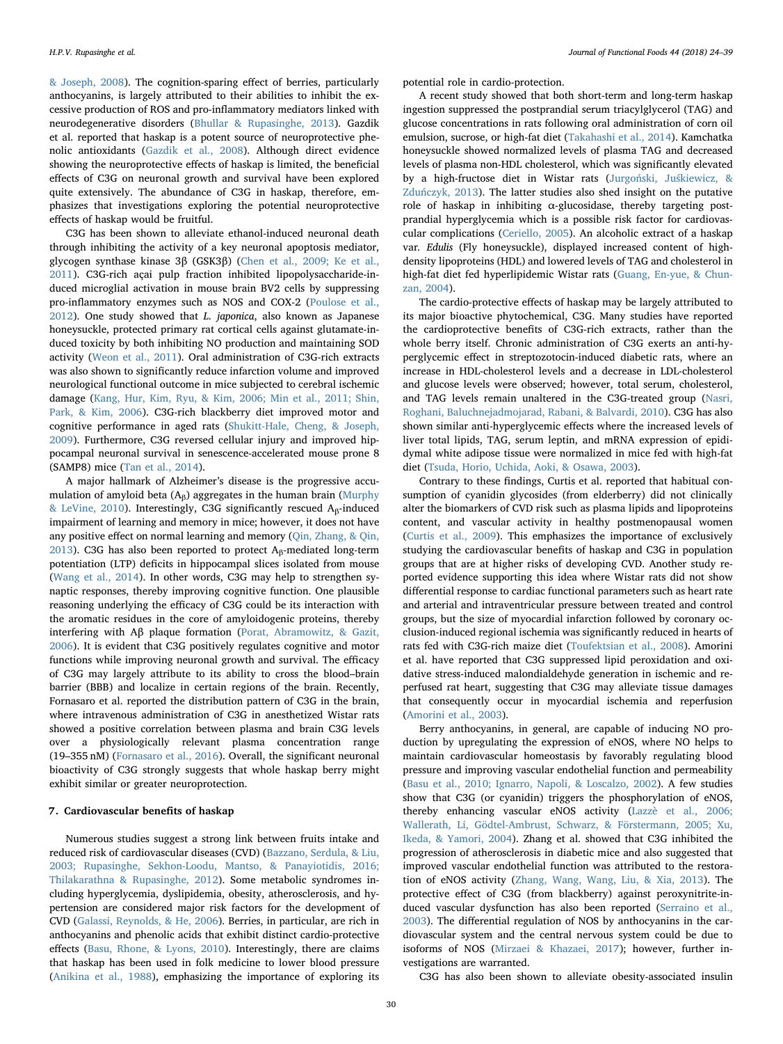& Joseph, 2008). The cognition-sparing effect of berries, particularly anthocyanins, is largely attributed to their abilities to inhibit the excessive production of ROS and pro-inflammatory mediators linked with neurodegenerative disorders (Bhullar & Rupasinghe, 2013). Gazdik et al. reported that haskap is a potent source of neuroprotective phenolic antioxidants (Gazdik et al., 2008). Although direct evidence showing the neuroprotective effects of haskap is limited, the beneficial effects of C3G on neuronal growth and survival have been explored quite extensively. The abundance of C3G in haskap, therefore, emphasizes that investigations exploring the potential neuroprotective effects of haskap would be fruitful.

C3G has been shown to alleviate ethanol-induced neuronal death through inhibiting the activity of a key neuronal apoptosis mediator, glycogen synthase kinase 3β (GSK3β) (Chen et al., 2009; Ke et al., 2011). C3G-rich açai pulp fraction inhibited lipopolysaccharide-induced microglial activation in mouse brain BV2 cells by suppressing pro-inflammatory enzymes such as NOS and COX-2 (Poulose et al., 2012). One study showed that *L. japonica*, also known as Japanese honeysuckle, protected primary rat cortical cells against glutamate-induced toxicity by both inhibiting NO production and maintaining SOD activity (Weon et al., 2011). Oral administration of C3G-rich extracts was also shown to significantly reduce infarction volume and improved neurological functional outcome in mice subjected to cerebral ischemic damage (Kang, Hur, Kim, Ryu, & Kim, 2006; Min et al., 2011; Shin, Park, & Kim, 2006). C3G-rich blackberry diet improved motor and cognitive performance in aged rats (Shukitt-Hale, Cheng, & Joseph, 2009). Furthermore, C3G reversed cellular injury and improved hippocampal neuronal survival in senescence-accelerated mouse prone 8 (SAMP8) mice (Tan et al., 2014).

A major hallmark of Alzheimer's disease is the progressive accumulation of amyloid beta ($A_{\beta}$) aggregates in the human brain (Murphy & LeVine, 2010). Interestingly, C3G significantly rescued $A_{\beta}$-induced impairment of learning and memory in mice; however, it does not have any positive effect on normal learning and memory (Qin, Zhang, & Qin, 2013). C3G has also been reported to protect $A_{\beta}$-mediated long-term potentiation (LTP) deficits in hippocampal slices isolated from mouse (Wang et al., 2014). In other words, C3G may help to strengthen synaptic responses, thereby improving cognitive function. One plausible reasoning underlying the efficacy of C3G could be its interaction with the aromatic residues in the core of amyloidogenic proteins, thereby interfering with Aβ plaque formation (Porat, Abramowitz, & Gazit, 2006). It is evident that C3G positively regulates cognitive and motor functions while improving neuronal growth and survival. The efficacy of C3G may largely attribute to its ability to cross the blood–brain barrier (BBB) and localize in certain regions of the brain. Recently, Fornasaro et al. reported the distribution pattern of C3G in the brain, where intravenous administration of C3G in anesthetized Wistar rats showed a positive correlation between plasma and brain C3G levels over a physiologically relevant plasma concentration range (19–355 nM) (Fornasaro et al., 2016). Overall, the significant neuronal bioactivity of C3G strongly suggests that whole haskap berry might exhibit similar or greater neuroprotection.

## 7. Cardiovascular benefits of haskap

Numerous studies suggest a strong link between fruits intake and reduced risk of cardiovascular diseases (CVD) (Bazzano, Serdula, & Liu, 2003; Rupasinghe, Sekhon-Loodu, Mantso, & Panayiotidis, 2016; Thilakarathna & Rupasinghe, 2012). Some metabolic syndromes including hyperglycemia, dyslipidemia, obesity, atherosclerosis, and hypertension are considered major risk factors for the development of CVD (Galassi, Reynolds, & He, 2006). Berries, in particular, are rich in anthocyanins and phenolic acids that exhibit distinct cardio-protective effects (Basu, Rhone, & Lyons, 2010). Interestingly, there are claims that haskap has been used in folk medicine to lower blood pressure (Anikina et al., 1988), emphasizing the importance of exploring its potential role in cardio-protection.

A recent study showed that both short-term and long-term haskap ingestion suppressed the postprandial serum triacylglycerol (TAG) and glucose concentrations in rats following oral administration of corn oil emulsion, sucrose, or high-fat diet (Takahashi et al., 2014). Kamchatka honeysuckle showed normalized levels of plasma TAG and decreased levels of plasma non-HDL cholesterol, which was significantly elevated by a high-fructose diet in Wistar rats (Jurgoński, Juśkiewicz, & Zduńczyk, 2013). The latter studies also shed insight on the putative role of haskap in inhibiting α-glucosidase, thereby targeting postprandial hyperglycemia which is a possible risk factor for cardiovascular complications (Ceriello, 2005). An alcoholic extract of a haskap var. *Edulis* (Fly honeysuckle), displayed increased content of high-density lipoproteins (HDL) and lowered levels of TAG and cholesterol in high-fat diet fed hyperlipidemic Wistar rats (Guang, En-yue, & Chunzan, 2004).

The cardio-protective effects of haskap may be largely attributed to its major bioactive phytochemical, C3G. Many studies have reported the cardioprotective benefits of C3G-rich extracts, rather than the whole berry itself. Chronic administration of C3G exerts an anti-hyperglycemic effect in streptozotocin-induced diabetic rats, where an increase in HDL-cholesterol levels and a decrease in LDL-cholesterol and glucose levels were observed; however, total serum, cholesterol, and TAG levels remain unaltered in the C3G-treated group (Nasri, Roghani, Baluchnejadmojarad, Rabani, & Balvardi, 2010). C3G has also shown similar anti-hyperglycemic effects where the increased levels of liver total lipids, TAG, serum leptin, and mRNA expression of epididymal white adipose tissue were normalized in mice fed with high-fat diet (Tsuda, Horio, Uchida, Aoki, & Osawa, 2003).

Contrary to these findings, Curtis et al. reported that habitual consumption of cyanidin glycosides (from elderberry) did not clinically alter the biomarkers of CVD risk such as plasma lipids and lipoproteins content, and vascular activity in healthy postmenopausal women (Curtis et al., 2009). This emphasizes the importance of exclusively studying the cardiovascular benefits of haskap and C3G in population groups that are at higher risks of developing CVD. Another study reported evidence supporting this idea where Wistar rats did not show differential response to cardiac functional parameters such as heart rate and arterial and intraventricular pressure between treated and control groups, but the size of myocardial infarction followed by coronary occlusion-induced regional ischemia was significantly reduced in hearts of rats fed with C3G-rich maize diet (Toufektsian et al., 2008). Amorini et al. have reported that C3G suppressed lipid peroxidation and oxidative stress-induced malondialdehyde generation in ischemic and reperfused rat heart, suggesting that C3G may alleviate tissue damages that consequently occur in myocardial ischemia and reperfusion (Amorini et al., 2003).

Berry anthocyanins, in general, are capable of inducing NO production by upregulating the expression of eNOS, where NO helps to maintain cardiovascular homeostasis by favorably regulating blood pressure and improving vascular endothelial function and permeability (Basu et al., 2010; Ignarro, Napoli, & Loscalzo, 2002). A few studies show that C3G (or cyanidin) triggers the phosphorylation of eNOS, thereby enhancing vascular eNOS activity (Lazzè et al., 2006; Wallerath, Li, Gödtel-Ambrust, Schwarz, & Förstermann, 2005; Xu, Ikeda, & Yamori, 2004). Zhang et al. showed that C3G inhibited the progression of atherosclerosis in diabetic mice and also suggested that improved vascular endothelial function was attributed to the restoration of eNOS activity (Zhang, Wang, Wang, Liu, & Xia, 2013). The protective effect of C3G (from blackberry) against peroxynitrite-induced vascular dysfunction has also been reported (Serraino et al., 2003). The differential regulation of NOS by anthocyanins in the cardiovascular system and the central nervous system could be due to isoforms of NOS (Mirzaei & Khazaei, 2017); however, further investigations are warranted.

C3G has also been shown to alleviate obesity-associated insulin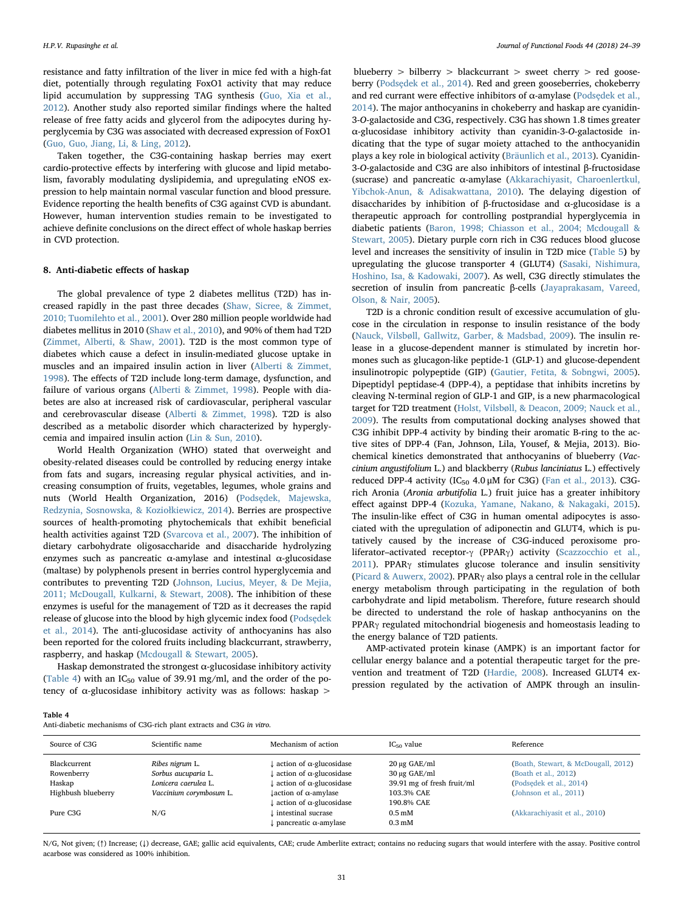resistance and fatty infiltration of the liver in mice fed with a high-fat diet, potentially through regulating FoxO1 activity that may reduce lipid accumulation by suppressing TAG synthesis (Guo, Xia et al., 2012). Another study also reported similar findings where the halted release of free fatty acids and glycerol from the adipocytes during hyperglycemia by C3G was associated with decreased expression of FoxO1 (Guo, Guo, Jiang, Li, & Ling, 2012).

Taken together, the C3G-containing haskap berries may exert cardio-protective effects by interfering with glucose and lipid metabolism, favorably modulating dyslipidemia, and upregulating eNOS expression to help maintain normal vascular function and blood pressure. Evidence reporting the health benefits of C3G against CVD is abundant. However, human intervention studies remain to be investigated to achieve definite conclusions on the direct effect of whole haskap berries in CVD protection.

## 8. Anti-diabetic effects of haskap

The global prevalence of type 2 diabetes mellitus (T2D) has increased rapidly in the past three decades (Shaw, Sicree, & Zimmet, 2010; Tuomilehto et al., 2001). Over 280 million people worldwide had diabetes mellitus in 2010 (Shaw et al., 2010), and 90% of them had T2D (Zimmet, Alberti, & Shaw, 2001). T2D is the most common type of diabetes which cause a defect in insulin-mediated glucose uptake in muscles and an impaired insulin action in liver (Alberti & Zimmet, 1998). The effects of T2D include long-term damage, dysfunction, and failure of various organs (Alberti & Zimmet, 1998). People with diabetes are also at increased risk of cardiovascular, peripheral vascular and cerebrovascular disease (Alberti & Zimmet, 1998). T2D is also described as a metabolic disorder which characterized by hyperglycemia and impaired insulin action (Lin & Sun, 2010).

World Health Organization (WHO) stated that overweight and obesity-related diseases could be controlled by reducing energy intake from fats and sugars, increasing regular physical activities, and increasing consumption of fruits, vegetables, legumes, whole grains and nuts (World Health Organization, 2016) (Podsędek, Majewska, Redzynia, Sosnowska, & Koziołkiewicz, 2014). Berries are prospective sources of health-promoting phytochemicals that exhibit beneficial health activities against T2D (Svarcova et al., 2007). The inhibition of dietary carbohydrate oligosaccharide and disaccharide hydrolyzing enzymes such as pancreatic α-amylase and intestinal α-glucosidase (maltase) by polyphenols present in berries control hyperglycemia and contributes to preventing T2D (Johnson, Lucius, Meyer, & De Mejia, 2011; McDougall, Kulkarni, & Stewart, 2008). The inhibition of these enzymes is useful for the management of T2D as it decreases the rapid release of glucose into the blood by high glycemic index food (Podsędek et al., 2014). The anti-glucosidase activity of anthocyanins has also been reported for the colored fruits including blackcurrant, strawberry, raspberry, and haskap (Mcdougall & Stewart, 2005).

Haskap demonstrated the strongest α-glucosidase inhibitory activity (Table 4) with an $IC_{50}$ value of 39.91 mg/ml, and the order of the potency of α-glucosidase inhibitory activity was as follows: haskap > blueberry > bilberry > blackcurrant > sweet cherry > red gooseberry (Podsędek et al., 2014). Red and green gooseberries, chokeberry and red currant were effective inhibitors of α-amylase (Podsędek et al., 2014). The major anthocyanins in chokeberry and haskap are cyanidin-3-*O*-galactoside and C3G, respectively. C3G has shown 1.8 times greater α-glucosidase inhibitory activity than cyanidin-3-*O*-galactoside indicating that the type of sugar moiety attached to the anthocyanidin plays a key role in biological activity (Bräunlich et al., 2013). Cyanidin-3-*O*-galactoside and C3G are also inhibitors of intestinal β-fructosidase (sucrase) and pancreatic α-amylase (Akkarachiyasit, Charoenlertkul, Yibchok-Anun, & Adisakwattana, 2010). The delaying digestion of disaccharides by inhibition of β-fructosidase and α-glucosidase is a therapeutic approach for controlling postprandial hyperglycemia in diabetic patients (Baron, 1998; Chiasson et al., 2004; Mcdougall & Stewart, 2005). Dietary purple corn rich in C3G reduces blood glucose level and increases the sensitivity of insulin in T2D mice (Table 5) by upregulating the glucose transporter 4 (GLUT4) (Sasaki, Nishimura, Hoshino, Isa, & Kadowaki, 2007). As well, C3G directly stimulates the secretion of insulin from pancreatic β-cells (Jayaprakasam, Vareed, Olson, & Nair, 2005).

T2D is a chronic condition result of excessive accumulation of glucose in the circulation in response to insulin resistance of the body (Nauck, Vilsbøll, Gallwitz, Garber, & Madsbad, 2009). The insulin release in a glucose-dependent manner is stimulated by incretin hormones such as glucagon-like peptide-1 (GLP-1) and glucose-dependent insulinotropic polypeptide (GIP) (Gautier, Fetita, & Sobngwi, 2005). Dipeptidyl peptidase-4 (DPP-4), a peptidase that inhibits incretins by cleaving N-terminal region of GLP-1 and GIP, is a new pharmacological target for T2D treatment (Holst, Vilsbøll, & Deacon, 2009; Nauck et al., 2009). The results from computational docking analyses showed that C3G inhibit DPP-4 activity by binding their aromatic B-ring to the active sites of DPP-4 (Fan, Johnson, Lila, Yousef, & Mejia, 2013). Biochemical kinetics demonstrated that anthocyanins of blueberry (*Vaccinium angustifolium* L.) and blackberry (*Rubus lanciniatus* L.) effectively reduced DPP-4 activity ($IC_{50}$ 4.0 μM for C3G) (Fan et al., 2013). C3G-rich Aronia (*Aronia arbutifolia* L.) fruit juice has a greater inhibitory effect against DPP-4 (Kozuka, Yamane, Nakano, & Nakagaki, 2015). The insulin-like effect of C3G in human omental adipocytes is associated with the upregulation of adiponectin and GLUT4, which is putatively caused by the increase of C3G-induced peroxisome proliferator–activated receptor-γ (PPARγ) activity (Scazzocchio et al., 2011). PPARγ stimulates glucose tolerance and insulin sensitivity (Picard & Auwerx, 2002). PPARγ also plays a central role in the cellular energy metabolism through participating in the regulation of both carbohydrate and lipid metabolism. Therefore, future research should be directed to understand the role of haskap anthocyanins on the PPARγ regulated mitochondrial biogenesis and homeostasis leading to the energy balance of T2D patients.

AMP-activated protein kinase (AMPK) is an important factor for cellular energy balance and a potential therapeutic target for the prevention and treatment of T2D (Hardie, 2008). Increased GLUT4 expression regulated by the activation of AMPK through an insulin-

**Table 4**
Anti-diabetic mechanisms of C3G-rich plant extracts and C3G *in vitro*.

| Source of C3G | Scientific name | Mechanism of action | $IC_{50}$ value | Reference |
|---|---|---|---|---|
| Blackcurrant | *Ribes nigrum* L. | ↓ action of α-glucosidase | 20 μg GAE/ml | (Boath, Stewart, & McDougall, 2012) |
| Rowenberry | *Sorbus aucuparia* L. | ↓ action of α-glucosidase | 30 μg GAE/ml | (Boath et al., 2012) |
| Haskap | *Lonicera caerulea* L. | ↓ action of α-glucosidase | 39.91 mg of fresh fruit/ml | (Podsędek et al., 2014) |
| Highbush blueberry | *Vaccinium corymbosum* L. | ↓action of α-amylase<br>↓ action of α-glucosidase | 103.3% CAE<br>190.8% CAE | (Johnson et al., 2011) |
| Pure C3G | N/G | ↓ intestinal sucrase<br>↓ pancreatic α-amylase | 0.5 mM<br>0.3 mM | (Akkarachiyasit et al., 2010) |

N/G, Not given; (↑) Increase; (↓) decrease, GAE; gallic acid equivalents, CAE; crude Amberlite extract; contains no reducing sugars that would interfere with the assay. Positive control acarbose was considered as 100% inhibition.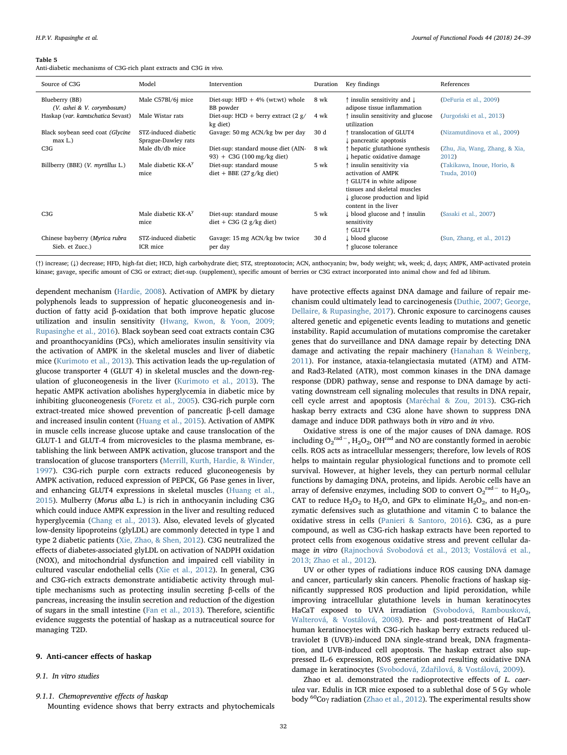**Table 5**
Anti-diabetic mechanisms of C3G-rich plant extracts and C3G *in vivo*.

| Source of C3G | Model | Intervention | Duration | Key findings | References |
|---|---|---|---|---|---|
| Blueberry (BB) (*V. ashei* & *V. corymbosum*) | Male C57Bl/6j mice | Diet-sup: HFD + 4% (wt:wt) whole BB powder | 8 wk | ↑ insulin sensitivity and ↓ adipose tissue inflammation | (DeFuria et al., 2009) |
| Haskap (*var. kamtschatica* Sevast) | Male Wistar rats | Diet-sup: HCD + berry extract (2 g/kg diet) | 4 wk | ↑ insulin sensitivity and glucose utilization | (Jurgoński et al., 2013) |
| Black soybean seed coat (*Glycine* max L.) | STZ-induced diabetic Sprague-Dawley rats | Gavage: 50 mg ACN/kg bw per day | 30 d | ↑ translocation of GLUT4 ↓ pancreatic apoptosis | (Nizamutdinova et al., 2009) |
| C3G | Male db/db mice | Diet-sup: standard mouse diet (AIN-93) + C3G (100 mg/kg diet) | 8 wk | ↑ hepatic glutathione synthesis ↓ hepatic oxidative damage | (Zhu, Jia, Wang, Zhang, & Xia, 2012) |
| Billberry (BBE) (*V. myrtillus* L.) | Male diabetic KK-A[y] mice | Diet-sup: standard mouse diet + BBE (27 g/kg diet) | 5 wk | ↑ insulin sensitivity via activation of AMPK ↑ GLUT4 in white adipose tissues and skeletal muscles ↓ glucose production and lipid content in the liver | (Takikawa, Inoue, Horio, & Tsuda, 2010) |
| C3G | Male diabetic KK-A[y] mice | Diet-sup: standard mouse diet + C3G (2 g/kg diet) | 5 wk | ↓ blood glucose and ↑ insulin sensitivity ↑ GLUT4 | (Sasaki et al., 2007) |
| Chinese bayberry (*Myrica rubra* Sieb. et Zucc.) | STZ-induced diabetic ICR mice | Gavage: 15 mg ACN/kg bw twice per day | 30 d | ↓ blood glucose ↑ glucose tolerance | (Sun, Zhang, et al., 2012) |

(↑) increase; (↓) decrease; HFD, high-fat diet; HCD, high carbohydrate diet; STZ, streptozotocin; ACN, anthocyanin; bw, body weight; wk, week; d, days; AMPK, AMP-activated protein kinase; gavage, specific amount of C3G or extract; diet-sup. (supplement), specific amount of berries or C3G extract incorporated into animal chow and fed ad libitum.

dependent mechanism (Hardie, 2008). Activation of AMPK by dietary polyphenols leads to suppression of hepatic gluconeogenesis and induction of fatty acid β-oxidation that both improve hepatic glucose utilization and insulin sensitivity (Hwang, Kwon, & Yoon, 2009; Rupasinghe et al., 2016). Black soybean seed coat extracts contain C3G and proanthocyanidins (PCs), which ameliorates insulin sensitivity via the activation of AMPK in the skeletal muscles and liver of diabetic mice (Kurimoto et al., 2013). This activation leads the up-regulation of glucose transporter 4 (GLUT 4) in skeletal muscles and the down-regulation of gluconeogenesis in the liver (Kurimoto et al., 2013). The hepatic AMPK activation abolishes hyperglycemia in diabetic mice by inhibiting gluconeogenesis (Foretz et al., 2005). C3G-rich purple corn extract-treated mice showed prevention of pancreatic β-cell damage and increased insulin content (Huang et al., 2015). Activation of AMPK in muscle cells increase glucose uptake and cause translocation of the GLUT-1 and GLUT-4 from microvesicles to the plasma membrane, establishing the link between AMPK activation, glucose transport and the translocation of glucose transporters (Merrill, Kurth, Hardie, & Winder, 1997). C3G-rich purple corn extracts reduced gluconeogenesis by AMPK activation, reduced expression of PEPCK, G6 Pase genes in liver, and enhancing GLUT4 expressions in skeletal muscles (Huang et al., 2015). Mulberry (*Morus alba* L.) is rich in anthocyanin including C3G which could induce AMPK expression in the liver and resulting reduced hyperglycemia (Chang et al., 2013). Also, elevated levels of glycated low-density lipoproteins (glyLDL) are commonly detected in type 1 and type 2 diabetic patients (Xie, Zhao, & Shen, 2012). C3G neutralized the effects of diabetes-associated glyLDL on activation of NADPH oxidation (NOX), and mitochondrial dysfunction and impaired cell viability in cultured vascular endothelial cells (Xie et al., 2012). In general, C3G and C3G-rich extracts demonstrate antidiabetic activity through multiple mechanisms such as protecting insulin secreting β-cells of the pancreas, increasing the insulin secretion and reduction of the digestion of sugars in the small intestine (Fan et al., 2013). Therefore, scientific evidence suggests the potential of haskap as a nutraceutical source for managing T2D.

## 9. Anti-cancer effects of haskap

### 9.1. In vitro studies

#### 9.1.1. Chemopreventive effects of haskap

Mounting evidence shows that berry extracts and phytochemicals have protective effects against DNA damage and failure of repair mechanism could ultimately lead to carcinogenesis (Duthie, 2007; George, Dellaire, & Rupasinghe, 2017). Chronic exposure to carcinogens causes altered genetic and epigenetic events leading to mutations and genetic instability. Rapid accumulation of mutations compromise the caretaker genes that do surveillance and DNA damage repair by detecting DNA damage and activating the repair machinery (Hanahan & Weinberg, 2011). For instance, ataxia-telangiectasia mutated (ATM) and ATM- and Rad3-Related (ATR), most common kinases in the DNA damage response (DDR) pathway, sense and response to DNA damage by activating downstream cell signaling molecules that results in DNA repair, cell cycle arrest and apoptosis (Maréchal & Zou, 2013). C3G-rich haskap berry extracts and C3G alone have shown to suppress DNA damage and induce DDR pathways both *in vitro* and *in vivo*.

Oxidative stress is one of the major causes of DNA damage. ROS including $O_2^{rad-}$, $H_2O_2$, $OH^{rad}$ and NO are constantly formed in aerobic cells. ROS acts as intracellular messengers; therefore, low levels of ROS helps to maintain regular physiological functions and to promote cell survival. However, at higher levels, they can perturb normal cellular functions by damaging DNA, proteins, and lipids. Aerobic cells have an array of defensive enzymes, including SOD to convert $O_2^{rad-}$ to $H_2O_2$, CAT to reduce $H_2O_2$ to $H_2O$, and GPx to eliminate $H_2O_2$, and non-enzymatic defensives such as glutathione and vitamin C to balance the oxidative stress in cells (Panieri & Santoro, 2016). C3G, as a pure compound, as well as C3G-rich haskap extracts have been reported to protect cells from exogenous oxidative stress and prevent cellular damage *in vitro* (Rajnochová Svobodová et al., 2013; Vostálová et al., 2013; Zhao et al., 2012).

UV or other types of radiations induce ROS causing DNA damage and cancer, particularly skin cancers. Phenolic fractions of haskap significantly suppressed ROS production and lipid peroxidation, while improving intracellular glutathione levels in human keratinocytes HaCaT exposed to UVA irradiation (Svobodová, Rambousková, Walterová, & Vostálová, 2008). Pre- and post-treatment of HaCaT human keratinocytes with C3G-rich haskap berry extracts reduced ultraviolet B (UVB)-induced DNA single-strand break, DNA fragmentation, and UVB-induced cell apoptosis. The haskap extract also suppressed IL-6 expression, ROS generation and resulting oxidative DNA damage in keratinocytes (Svobodová, Zdařilová, & Vostálová, 2009).

Zhao et al. demonstrated the radioprotective effects of *L. caerulea* var. Edulis in ICR mice exposed to a sublethal dose of 5 Gy whole body $^{60}Co\gamma$ radiation (Zhao et al., 2012). The experimental results show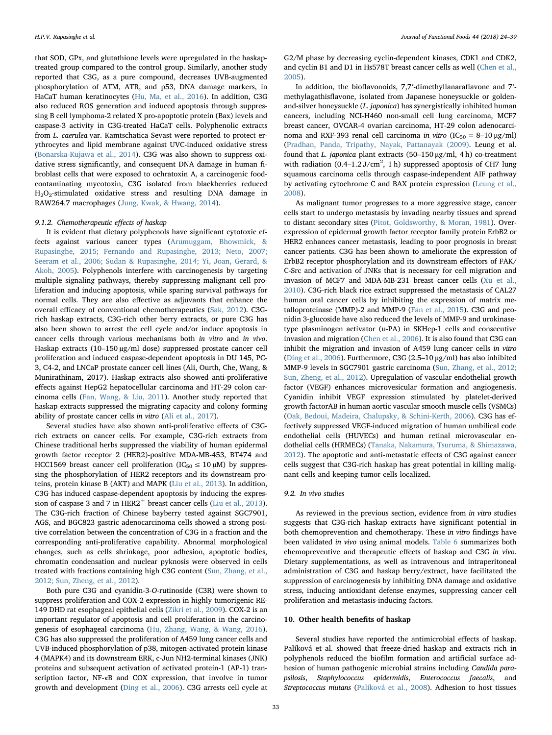that SOD, GPx, and glutathione levels were upregulated in the haskap-treated group compared to the control group. Similarly, another study reported that C3G, as a pure compound, decreases UVB-augmented phosphorylation of ATM, ATR, and p53, DNA damage markers, in HaCaT human keratinocytes (Hu, Ma, et al., 2016). In addition, C3G also reduced ROS generation and induced apoptosis through suppressing B cell lymphoma-2 related X pro-apoptotic protein (Bax) levels and caspase-3 activity in C3G-treated HaCaT cells. Polyphenolic extracts from *L. caerulea* var. Kamtschatica Sevast were reported to protect erythrocytes and lipid membrane against UVC-induced oxidative stress (Bonarska-Kujawa et al., 2014). C3G was also shown to suppress oxidative stress significantly, and consequent DNA damage in human fibroblast cells that were exposed to ochratoxin A, a carcinogenic food-contaminating mycotoxin, C3G isolated from blackberries reduced $H_2O_2$-stimulated oxidative stress and resulting DNA damage in RAW264.7 macrophages (Jung, Kwak, & Hwang, 2014).

### 9.1.2. Chemotherapeutic effects of haskap

It is evident that dietary polyphenols have significant cytotoxic effects against various cancer types (Arumuggam, Bhowmick, & Rupasinghe, 2015; Fernando and Rupasinghe, 2013; Neto, 2007; Seeram et al., 2006; Sudan & Rupasinghe, 2014; Yi, Joan, Gerard, & Akoh, 2005). Polyphenols interfere with carcinogenesis by targeting multiple signaling pathways, thereby suppressing malignant cell proliferation and inducing apoptosis, while sparing survival pathways for normal cells. They are also effective as adjuvants that enhance the overall efficacy of conventional chemotherapeutics (Sak, 2012). C3G-rich haskap extracts, C3G-rich other berry extracts, or pure C3G has also been shown to arrest the cell cycle and/or induce apoptosis in cancer cells through various mechanisms both *in vitro* and *in vivo*. Haskap extracts (10–150 μg/ml dose) suppressed prostate cancer cell proliferation and induced caspase-dependent apoptosis in DU 145, PC-3, C4-2, and LNCaP prostate cancer cell lines (Ali, Ourth, Che, Wang, & Munirathinam, 2017). Haskap extracts also showed anti-proliferative effects against HepG2 hepatocellular carcinoma and HT-29 colon carcinoma cells (Fan, Wang, & Liu, 2011). Another study reported that haskap extracts suppressed the migrating capacity and colony forming ability of prostate cancer cells *in vitro* (Ali et al., 2017).

Several studies have also shown anti-proliferative effects of C3G-rich extracts on cancer cells. For example, C3G-rich extracts from Chinese traditional herbs suppressed the viability of human epidermal growth factor receptor 2 (HER2)-positive MDA-MB-453, BT474 and HCC1569 breast cancer cell proliferation ($IC_{50} \le 10$ μM) by suppressing the phosphorylation of HER2 receptors and its downstream proteins, protein kinase B (AKT) and MAPK (Liu et al., 2013). In addition, C3G has induced caspase-dependent apoptosis by inducing the expression of caspase 3 and 7 in $HER2^+$ breast cancer cells (Liu et al., 2013). The C3G-rich fraction of Chinese bayberry tested against SGC7901, AGS, and BGC823 gastric adenocarcinoma cells showed a strong positive correlation between the concentration of C3G in a fraction and the corresponding anti-proliferative capability. Abnormal morphological changes, such as cells shrinkage, poor adhesion, apoptotic bodies, chromatin condensation and nuclear pyknosis were observed in cells treated with fractions containing high C3G content (Sun, Zhang, et al., 2012; Sun, Zheng, et al., 2012).

Both pure C3G and cyanidin-3-*O*-rutinoside (C3R) were shown to suppress proliferation and COX-2 expression in highly tumorigenic RE-149 DHD rat esophageal epithelial cells (Zikri et al., 2009). COX-2 is an important regulator of apoptosis and cell proliferation in the carcinogenesis of esophageal carcinoma (Hu, Zhang, Wang, & Wang, 2016). C3G has also suppressed the proliferation of A459 lung cancer cells and UVB-induced phosphorylation of p38, mitogen-activated protein kinase 4 (MAPK4) and its downstream ERK, c-Jun NH2-terminal kinases (JNK) proteins and subsequent activation of activated protein-1 (AP-1) transcription factor, NF-κB and COX expression, that involve in tumor growth and development (Ding et al., 2006). C3G arrests cell cycle at G2/M phase by decreasing cyclin-dependent kinases, CDK1 and CDK2, and cyclin B1 and D1 in Hs578T breast cancer cells as well (Chen et al., 2005).

In addition, the bioflavonoids, 7,7′-dimethyllanaraflavone and 7′-methylagathisflavone, isolated from Japanese honeysuckle or golden-and-silver honeysuckle (*L. japonica*) has synergistically inhibited human cancers, including NCI-H460 non-small cell lung carcinoma, MCF7 breast cancer, OVCAR-4 ovarian carcinoma, HT-29 colon adenocarcinoma and RXF-393 renal cell carcinoma *in vitro* ($IC_{50}$ = 8–10 μg/ml) (Pradhan, Panda, Tripathy, Nayak, Pattanayak (2009). Leung et al. found that *L. japonica* plant extracts (50–150 μg/ml, 4 h) co-treatment with radiation (0.4–1.2 J/$cm^2$, 1 h) suppressed apoptosis of CH7 lung squamous carcinoma cells through caspase-independent AIF pathway by activating cytochrome C and BAX protein expression (Leung et al., 2008).

As malignant tumor progresses to a more aggressive stage, cancer cells start to undergo metastasis by invading nearby tissues and spread to distant secondary sites (Pitot, Goldsworthy, & Moran, 1981). Overexpression of epidermal growth factor receptor family protein ErbB2 or HER2 enhances cancer metastasis, leading to poor prognosis in breast cancer patients. C3G has been shown to ameliorate the expression of ErbB2 receptor phosphorylation and its downstream effectors of FAK/C-Src and activation of JNKs that is necessary for cell migration and invasion of MCF7 and MDA-MB-231 breast cancer cells (Xu et al., 2010). C3G-rich black rice extract suppressed the metastasis of CAL27 human oral cancer cells by inhibiting the expression of matrix metalloproteinase (MMP)-2 and MMP-9 (Fan et al., 2015). C3G and peonidin 3-glucoside have also reduced the levels of MMP-9 and urokinase-type plasminogen activator (u-PA) in SKHep-1 cells and consecutive invasion and migration (Chen et al., 2006). It is also found that C3G can inhibit the migration and invasion of A459 lung cancer cells *in vitro* (Ding et al., 2006). Furthermore, C3G (2.5–10 μg/ml) has also inhibited MMP-9 levels in SGC7901 gastric carcinoma (Sun, Zhang, et al., 2012; Sun, Zheng, et al., 2012). Upregulation of vascular endothelial growth factor (VEGF) enhances microvesicular formation and angiogenesis. Cyanidin inhibit VEGF expression stimulated by platelet-derived growth factorAB in human aortic vascular smooth muscle cells (VSMCs) (Oak, Bedoui, Madeira, Chalupsky, & Schini-Kerth, 2006). C3G has effectively suppressed VEGF-induced migration of human umbilical code endothelial cells (HUVECs) and human retinal microvascular endothelial cells (HRMECs) (Tanaka, Nakamura, Tsuruma, & Shimazawa, 2012). The apoptotic and anti-metastatic effects of C3G against cancer cells suggest that C3G-rich haskap has great potential in killing malignant cells and keeping tumor cells localized.

## 9.2. In vivo studies

As reviewed in the previous section, evidence from *in vitro* studies suggests that C3G-rich haskap extracts have significant potential in both chemoprevention and chemotherapy. These *in vitro* findings have been validated *in vivo* using animal models. Table 6 summarizes both chemopreventive and therapeutic effects of haskap and C3G *in vivo*. Dietary supplementations, as well as intravenous and intraperitoneal administration of C3G and haskap berry/extract, have facilitated the suppression of carcinogenesis by inhibiting DNA damage and oxidative stress, inducing antioxidant defense enzymes, suppressing cancer cell proliferation and metastasis-inducing factors.

# 10. Other health benefits of haskap

Several studies have reported the antimicrobial effects of haskap. Palíková et al. showed that freeze-dried haskap and extracts rich in polyphenols reduced the biofilm formation and artificial surface adhesion of human pathogenic microbial strains including *Candida parapsilosis*, *Staphylococcus epidermidis*, *Enterococcus faecalis*, and *Streptococcus mutans* (Palíková et al., 2008). Adhesion to host tissues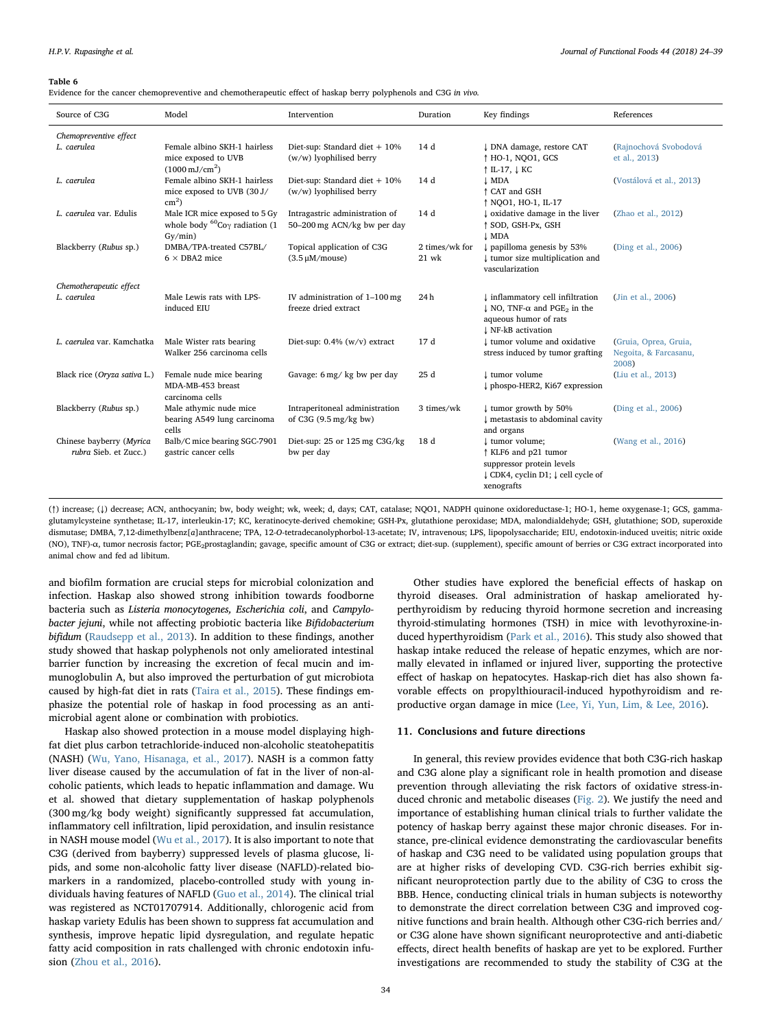**Table 6**
Evidence for the cancer chemopreventive and chemotherapeutic effect of haskap berry polyphenols and C3G *in vivo*.

| Source of C3G | Model | Intervention | Duration | Key findings | References |
|---|---|---|---|---|---|
| *Chemopreventive effect* | | | | | |
| *L. caerulea* | Female albino SKH-1 hairless mice exposed to UVB (1000 mJ/cm$^2$) | Diet-sup: Standard diet + 10% (w/w) lyophilised berry | 14 d | ↓ DNA damage, restore CAT<br>↑ HO-1, NQO1, GCS<br>↑ IL-17, ↓ KC | (Rajnochová Svobodová et al., 2013) |
| *L. caerulea* | Female albino SKH-1 hairless mice exposed to UVB (30 J/cm$^2$) | Diet-sup: Standard diet + 10% (w/w) lyophilised berry | 14 d | ↓ MDA<br>↑ CAT and GSH<br>↑ NQO1, HO-1, IL-17 | (Vostálová et al., 2013) |
| *L. caerulea* var. Edulis | Male ICR mice exposed to 5 Gy whole body $^{60}$Coγ radiation (1 Gy/min) | Intragastric administration of 50–200 mg ACN/kg bw per day | 14 d | ↓ oxidative damage in the liver<br>↑ SOD, GSH-Px, GSH<br>↓ MDA | (Zhao et al., 2012) |
| Blackberry (*Rubus* sp.) | DMBA/TPA-treated C57BL/6 × DBA2 mice | Topical application of C3G (3.5 μM/mouse) | 2 times/wk for 21 wk | ↓ papilloma genesis by 53%<br>↓ tumor size multiplication and vascularization | (Ding et al., 2006) |
| *Chemotherapeutic effect* | | | | | |
| *L. caerulea* | Male Lewis rats with LPS-induced EIU | IV administration of 1–100 mg freeze dried extract | 24 h | ↓ inflammatory cell infiltration<br>↓ NO, TNF-α and PGE$_2$ in the aqueous humor of rats<br>↓ NF-kB activation | (Jin et al., 2006) |
| *L. caerulea* var. Kamchatka | Male Wister rats bearing Walker 256 carcinoma cells | Diet-sup: 0.4% (w/v) extract | 17 d | ↓ tumor volume and oxidative stress induced by tumor grafting | (Gruia, Oprea, Gruia, Negoita, & Farcasanu, 2008) |
| Black rice (*Oryza sativa* L.) | Female nude mice bearing MDA-MB-453 breast carcinoma cells | Gavage: 6 mg/ kg bw per day | 25 d | ↓ tumor volume<br>↓ phospo-HER2, Ki67 expression | (Liu et al., 2013) |
| Blackberry (*Rubus* sp.) | Male athymic nude mice bearing A549 lung carcinoma cells | Intraperitoneal administration of C3G (9.5 mg/kg bw) | 3 times/wk | ↓ tumor growth by 50%<br>↓ metastasis to abdominal cavity and organs | (Ding et al., 2006) |
| Chinese bayberry (*Myrica rubra* Sieb. et Zucc.) | Balb/C mice bearing SGC-7901 gastric cancer cells | Diet-sup: 25 or 125 mg C3G/kg bw per day | 18 d | ↓ tumor volume;<br>↑ KLF6 and p21 tumor suppressor protein levels<br>↓ CDK4, cyclin D1; ↓ cell cycle of xenografts | (Wang et al., 2016) |

(↑) increase; (↓) decrease; ACN, anthocyanin; bw, body weight; wk, week; d, days; CAT, catalase; NQO1, NADPH quinone oxidoreductase-1; HO-1, heme oxygenase-1; GCS, gamma-glutamylcysteine synthetase; IL-17, interleukin-17; KC, keratinocyte-derived chemokine; GSH-Px, glutathione peroxidase; MDA, malondialdehyde; GSH, glutathione; SOD, superoxide dismutase; DMBA, 7,12-dimethylbenz[*a*]anthracene; TPA, 12-*O*-tetradecanolyphorbol-13-acetate; IV, intravenous; LPS, lipopolysaccharide; EIU, endotoxin-induced uveitis; nitric oxide (NO), TNF)-α, tumor necrosis factor; PGE$_2$prostaglandin; gavage, specific amount of C3G or extract; diet-sup. (supplement), specific amount of berries or C3G extract incorporated into animal chow and fed ad libitum.

and biofilm formation are crucial steps for microbial colonization and infection. Haskap also showed strong inhibition towards foodborne bacteria such as *Listeria monocytogenes, Escherichia coli*, and *Campylobacter jejuni*, while not affecting probiotic bacteria like *Bifidobacterium bifidum* (Raudsepp et al., 2013). In addition to these findings, another study showed that haskap polyphenols not only ameliorated intestinal barrier function by increasing the excretion of fecal mucin and immunoglobulin A, but also improved the perturbation of gut microbiota caused by high-fat diet in rats (Taira et al., 2015). These findings emphasize the potential role of haskap in food processing as an antimicrobial agent alone or combination with probiotics.

Haskap also showed protection in a mouse model displaying high-fat diet plus carbon tetrachloride-induced non-alcoholic steatohepatitis (NASH) (Wu, Yano, Hisanaga, et al., 2017). NASH is a common fatty liver disease caused by the accumulation of fat in the liver of non-alcoholic patients, which leads to hepatic inflammation and damage. Wu et al. showed that dietary supplementation of haskap polyphenols (300 mg/kg body weight) significantly suppressed fat accumulation, inflammatory cell infiltration, lipid peroxidation, and insulin resistance in NASH mouse model (Wu et al., 2017). It is also important to note that C3G (derived from bayberry) suppressed levels of plasma glucose, lipids, and some non-alcoholic fatty liver disease (NAFLD)-related biomarkers in a randomized, placebo-controlled study with young individuals having features of NAFLD (Guo et al., 2014). The clinical trial was registered as NCT01707914. Additionally, chlorogenic acid from haskap variety Edulis has been shown to suppress fat accumulation and synthesis, improve hepatic lipid dysregulation, and regulate hepatic fatty acid composition in rats challenged with chronic endotoxin infusion (Zhou et al., 2016).

Other studies have explored the beneficial effects of haskap on thyroid diseases. Oral administration of haskap ameliorated hyperthyroidism by reducing thyroid hormone secretion and increasing thyroid-stimulating hormones (TSH) in mice with levothyroxine-induced hyperthyroidism (Park et al., 2016). This study also showed that haskap intake reduced the release of hepatic enzymes, which are normally elevated in inflamed or injured liver, supporting the protective effect of haskap on hepatocytes. Haskap-rich diet has also shown favorable effects on propylthiouracil-induced hypothyroidism and reproductive organ damage in mice (Lee, Yi, Yun, Lim, & Lee, 2016).

## 11. Conclusions and future directions

In general, this review provides evidence that both C3G-rich haskap and C3G alone play a significant role in health promotion and disease prevention through alleviating the risk factors of oxidative stress-induced chronic and metabolic diseases (Fig. 2). We justify the need and importance of establishing human clinical trials to further validate the potency of haskap berry against these major chronic diseases. For instance, pre-clinical evidence demonstrating the cardiovascular benefits of haskap and C3G need to be validated using population groups that are at higher risks of developing CVD. C3G-rich berries exhibit significant neuroprotection partly due to the ability of C3G to cross the BBB. Hence, conducting clinical trials in human subjects is noteworthy to demonstrate the direct correlation between C3G and improved cognitive functions and brain health. Although other C3G-rich berries and/or C3G alone have shown significant neuroprotective and anti-diabetic effects, direct health benefits of haskap are yet to be explored. Further investigations are recommended to study the stability of C3G at the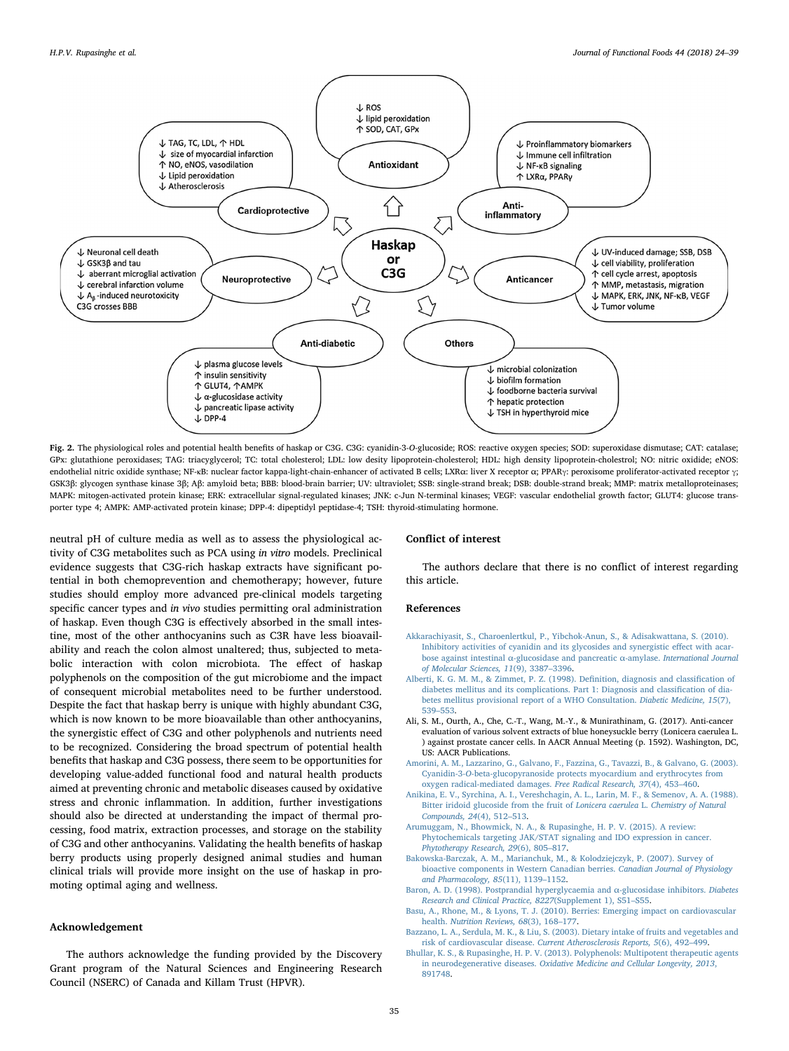Fig. 2. The physiological roles and potential health benefits of haskap or C3G. C3G: cyanidin-3-O-glucoside; ROS: reactive oxygen species; SOD: superoxidase dismutase; CAT: catalase; GPx: glutathione peroxidases; TAG: triacyglycerol; TC: total cholesterol; LDL: low desity lipoprotein-cholesterol; HDL: high density lipoprotein-cholestrol; NO: nitric oxidide; eNOS: endothelial nitric oxidide synthase; NF-κB: nuclear factor kappa-light-chain-enhancer of activated B cells; LXRα: liver X receptor α; PPARγ: peroxisome proliferator-activated receptor γ; GSK3β: glycogen synthase kinase 3β; Aβ: amyloid beta; BBB: blood-brain barrier; UV: ultraviolet; SSB: single-strand break; DSB: double-strand break; MMP: matrix metalloproteinases; MAPK: mitogen-activated protein kinase; ERK: extracellular signal-regulated kinases; JNK: c-Jun N-terminal kinases; VEGF: vascular endothelial growth factor; GLUT4: glucose transporter type 4; AMPK: AMP-activated protein kinase; DPP-4: dipeptidyl peptidase-4; TSH: thyroid-stimulating hormone.

neutral pH of culture media as well as to assess the physiological activity of C3G metabolites such as PCA using *in vitro* models. Preclinical evidence suggests that C3G-rich haskap extracts have significant potential in both chemoprevention and chemotherapy; however, future studies should employ more advanced pre-clinical models targeting specific cancer types and *in vivo* studies permitting oral administration of haskap. Even though C3G is effectively absorbed in the small intestine, most of the other anthocyanins such as C3R have less bioavailability and reach the colon almost unaltered; thus, subjected to metabolic interaction with colon microbiota. The effect of haskap polyphenols on the composition of the gut microbiome and the impact of consequent microbial metabolites need to be further understood. Despite the fact that haskap berry is unique with highly abundant C3G, which is now known to be more bioavailable than other anthocyanins, the synergistic effect of C3G and other polyphenols and nutrients need to be recognized. Considering the broad spectrum of potential health benefits that haskap and C3G possess, there seem to be opportunities for developing value-added functional food and natural health products aimed at preventing chronic and metabolic diseases caused by oxidative stress and chronic inflammation. In addition, further investigations should also be directed at understanding the impact of thermal processing, food matrix, extraction processes, and storage on the stability of C3G and other anthocyanins. Validating the health benefits of haskap berry products using properly designed animal studies and human clinical trials will provide more insight on the use of haskap in promoting optimal aging and wellness.

## Acknowledgement

The authors acknowledge the funding provided by the Discovery Grant program of the Natural Sciences and Engineering Research Council (NSERC) of Canada and Killam Trust (HPVR).

## Conflict of interest

The authors declare that there is no conflict of interest regarding this article.

## References

Akkarachiyasit, S., Charoenlertkul, P., Yibchok-Anun, S., & Adisakwattana, S. (2010). Inhibitory activities of cyanidin and its glycosides and synergistic effect with acarbose against intestinal α-glucosidase and pancreatic α-amylase. *International Journal of Molecular Sciences, 11*(9), 3387–3396.

Alberti, K. G. M. M., & Zimmet, P. Z. (1998). Definition, diagnosis and classification of diabetes mellitus and its complications. Part 1: Diagnosis and classification of diabetes mellitus provisional report of a WHO Consultation. *Diabetic Medicine, 15*(7), 539–553.

Ali, S. M., Ourth, A., Che, C.-T., Wang, M.-Y., & Munirathinam, G. (2017). Anti-cancer evaluation of various solvent extracts of blue honeysuckle berry (Lonicera caerulea L. ) against prostate cancer cells. In AACR Annual Meeting (p. 1592). Washington, DC, US: AACR Publications.

Amorini, A. M., Lazzarino, G., Galvano, F., Fazzina, G., Tavazzi, B., & Galvano, G. (2003). Cyanidin-3-O-beta-glucopyranoside protects myocardium and erythrocytes from oxygen radical-mediated damages. *Free Radical Research, 37*(4), 453–460.

Anikina, E. V., Syrchina, A. I., Vereshchagin, A. L., Larin, M. F., & Semenov, A. A. (1988). Bitter iridoid glucoside from the fruit of *Lonicera caerulea* L. *Chemistry of Natural Compounds, 24*(4), 512–513.

Arumuggam, N., Bhowmick, N. A., & Rupasinghe, H. P. V. (2015). A review: Phytochemicals targeting JAK/STAT signaling and IDO expression in cancer. *Phytotherapy Research, 29*(6), 805–817.

Bakowska-Barczak, A. M., Marianchuk, M., & Kolodziejczyk, P. (2007). Survey of bioactive components in Western Canadian berries. *Canadian Journal of Physiology and Pharmacology, 85*(11), 1139–1152.

Baron, A. D. (1998). Postprandial hyperglycaemia and α-glucosidase inhibitors. *Diabetes Research and Clinical Practice, 8227*(Supplement 1), S51–S55.

Basu, A., Rhone, M., & Lyons, T. J. (2010). Berries: Emerging impact on cardiovascular health. *Nutrition Reviews, 68*(3), 168–177.

Bazzano, L. A., Serdula, M. K., & Liu, S. (2003). Dietary intake of fruits and vegetables and risk of cardiovascular disease. *Current Atherosclerosis Reports, 5*(6), 492–499.

Bhullar, K. S., & Rupasinghe, H. P. V. (2013). Polyphenols: Multipotent therapeutic agents in neurodegenerative diseases. *Oxidative Medicine and Cellular Longevity, 2013*, 891748.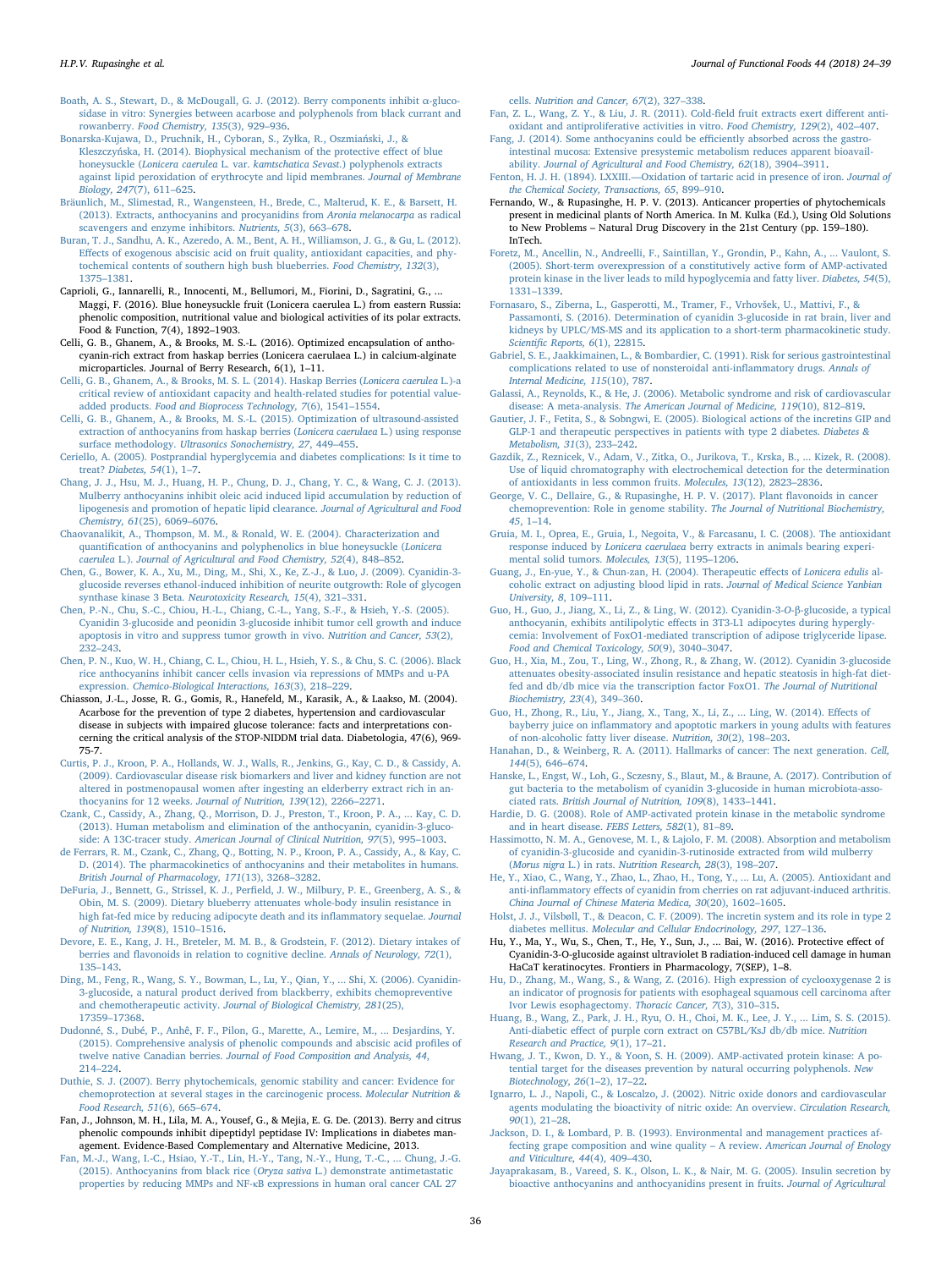Boath, A. S., Stewart, D., & McDougall, G. J. (2012). Berry components inhibit α-glucosidase in vitro: Synergies between acarbose and polyphenols from black currant and rowanberry. *Food Chemistry, 135*(3), 929–936.

Bonarska-Kujawa, D., Pruchnik, H., Cyboran, S., Zylka, R., Oszmiański, J., & Kleszczyńska, H. (2014). Biophysical mechanism of the protective effect of blue honeysuckle (*Lonicera caerulea* L. var. *kamtschatica Sevast.*) polyphenols extracts against lipid peroxidation of erythrocyte and lipid membranes. *Journal of Membrane Biology, 247*(7), 611–625.

Bräunlich, M., Slimestad, R., Wangensteen, H., Brede, C., Malterud, K. E., & Barsett, H. (2013). Extracts, anthocyanins and procyanidins from *Aronia melanocarpa* as radical scavengers and enzyme inhibitors. *Nutrients, 5*(3), 663–678.

Buran, T. J., Sandhu, A. K., Azeredo, A. M., Bent, A. H., Williamson, J. G., & Gu, L. (2012). Effects of exogenous abscisic acid on fruit quality, antioxidant capacities, and phytochemical contents of southern high bush blueberries. *Food Chemistry, 132*(3), 1375–1381.

Caprioli, G., Iannarelli, R., Innocenti, M., Bellumori, M., Fiorini, D., Sagratini, G., ... Maggi, F. (2016). Blue honeysuckle fruit (Lonicera caerulea L.) from eastern Russia: phenolic composition, nutritional value and biological activities of its polar extracts. Food & Function, 7(4), 1892–1903.

Celli, G. B., Ghanem, A., & Brooks, M. S.-L. (2016). Optimized encapsulation of anthocyanin-rich extract from haskap berries (Lonicera caerulaea L.) in calcium-alginate microparticles. Journal of Berry Research, 6(1), 1–11.

Celli, G. B., Ghanem, A., & Brooks, M. S. L. (2014). Haskap Berries (*Lonicera caerulea* L.)-a critical review of antioxidant capacity and health-related studies for potential value-added products. *Food and Bioprocess Technology, 7*(6), 1541–1554.

Celli, G. B., Ghanem, A., & Brooks, M. S.-L. (2015). Optimization of ultrasound-assisted extraction of anthocyanins from haskap berries (*Lonicera caerulaea* L.) using response surface methodology. *Ultrasonics Sonochemistry, 27*, 449–455.

Ceriello, A. (2005). Postprandial hyperglycemia and diabetes complications: Is it time to treat? *Diabetes, 54*(1), 1–7.

Chang, J. J., Hsu, M. J., Huang, H. P., Chung, D. J., Chang, Y. C., & Wang, C. J. (2013). Mulberry anthocyanins inhibit oleic acid induced lipid accumulation by reduction of lipogenesis and promotion of hepatic lipid clearance. *Journal of Agricultural and Food Chemistry, 61*(25), 6069–6076.

Chaovanalikit, A., Thompson, M. M., & Ronald, W. E. (2004). Characterization and quantification of anthocyanins and polyphenolics in blue honeysuckle (*Lonicera caerulea* L.). *Journal of Agricultural and Food Chemistry, 52*(4), 848–852.

Chen, G., Bower, K. A., Xu, M., Ding, M., Shi, X., Ke, Z.-J., & Luo, J. (2009). Cyanidin-3-glucoside reverses ethanol-induced inhibition of neurite outgrowth: Role of glycogen synthase kinase 3 Beta. *Neurotoxicity Research, 15*(4), 321–331.

Chen, P.-N., Chu, S.-C., Chiou, H.-L., Chiang, C.-L., Yang, S.-F., & Hsieh, Y.-S. (2005). Cyanidin 3-glucoside and peonidin 3-glucoside inhibit tumor cell growth and induce apoptosis in vitro and suppress tumor growth in vivo. *Nutrition and Cancer, 53*(2), 232–243.

Chen, P. N., Kuo, W. H., Chiang, C. L., Chiou, H. L., Hsieh, Y. S., & Chu, S. C. (2006). Black rice anthocyanins inhibit cancer cells invasion via repressions of MMPs and u-PA expression. *Chemico-Biological Interactions, 163*(3), 218–229.

Chiasson, J.-L., Josse, R. G., Gomis, R., Hanefeld, M., Karasik, A., & Laakso, M. (2004). Acarbose for the prevention of type 2 diabetes, hypertension and cardiovascular disease in subjects with impaired glucose tolerance: facts and interpretations concerning the critical analysis of the STOP-NIDDM trial data. Diabetologia, 47(6), 969-75-7.

Curtis, P. J., Kroon, P. A., Hollands, W. J., Walls, R., Jenkins, G., Kay, C. D., & Cassidy, A. (2009). Cardiovascular disease risk biomarkers and liver and kidney function are not altered in postmenopausal women after ingesting an elderberry extract rich in anthocyanins for 12 weeks. *Journal of Nutrition, 139*(12), 2266–2271.

Czank, C., Cassidy, A., Zhang, Q., Morrison, D. J., Preston, T., Kroon, P. A., ... Kay, C. D. (2013). Human metabolism and elimination of the anthocyanin, cyanidin-3-glucoside: A 13C-tracer study. *American Journal of Clinical Nutrition, 97*(5), 995–1003.

de Ferrars, R. M., Czank, C., Zhang, Q., Botting, N. P., Kroon, P. A., Cassidy, A., & Kay, C. D. (2014). The pharmacokinetics of anthocyanins and their metabolites in humans. *British Journal of Pharmacology, 171*(13), 3268–3282.

DeFuria, J., Bennett, G., Strissel, K. J., Perfield, J. W., Milbury, P. E., Greenberg, A. S., & Obin, M. S. (2009). Dietary blueberry attenuates whole-body insulin resistance in high fat-fed mice by reducing adipocyte death and its inflammatory sequelae. *Journal of Nutrition, 139*(8), 1510–1516.

Devore, E. E., Kang, J. H., Breteler, M. M. B., & Grodstein, F. (2012). Dietary intakes of berries and flavonoids in relation to cognitive decline. *Annals of Neurology, 72*(1), 135–143.

Ding, M., Feng, R., Wang, S. Y., Bowman, L., Lu, Y., Qian, Y., ... Shi, X. (2006). Cyanidin-3-glucoside, a natural product derived from blackberry, exhibits chemopreventive and chemotherapeutic activity. *Journal of Biological Chemistry, 281*(25), 17359–17368.

Dudonné, S., Dubé, P., Anhê, F. F., Pilon, G., Marette, A., Lemire, M., ... Desjardins, Y. (2015). Comprehensive analysis of phenolic compounds and abscisic acid profiles of twelve native Canadian berries. *Journal of Food Composition and Analysis, 44*, 214–224.

Duthie, S. J. (2007). Berry phytochemicals, genomic stability and cancer: Evidence for chemoprotection at several stages in the carcinogenic process. *Molecular Nutrition & Food Research, 51*(6), 665–674.

Fan, J., Johnson, M. H., Lila, M. A., Yousef, G., & Mejia, E. G. De. (2013). Berry and citrus phenolic compounds inhibit dipeptidyl peptidase IV: Implications in diabetes management. Evidence-Based Complementary and Alternative Medicine, 2013.

Fan, M.-J., Wang, I.-C., Hsiao, Y.-T., Lin, H.-Y., Tang, N.-Y., Hung, T.-C., ... Chung, J.-G. (2015). Anthocyanins from black rice (*Oryza sativa* L.) demonstrate antimetastatic properties by reducing MMPs and NF-κB expressions in human oral cancer CAL 27 cells. *Nutrition and Cancer, 67*(2), 327–338.

Fan, Z. L., Wang, Z. Y., & Liu, J. R. (2011). Cold-field fruit extracts exert different antioxidant and antiproliferative activities in vitro. *Food Chemistry, 129*(2), 402–407.

Fang, J. (2014). Some anthocyanins could be efficiently absorbed across the gastrointestinal mucosa: Extensive presystemic metabolism reduces apparent bioavailability. *Journal of Agricultural and Food Chemistry, 62*(18), 3904–3911.

Fenton, H. J. H. (1894). LXXIII.—Oxidation of tartaric acid in presence of iron. *Journal of the Chemical Society, Transactions, 65*, 899–910.

Fernando, W., & Rupasinghe, H. P. V. (2013). Anticancer properties of phytochemicals present in medicinal plants of North America. In M. Kulka (Ed.), Using Old Solutions to New Problems – Natural Drug Discovery in the 21st Century (pp. 159–180). InTech.

Foretz, M., Ancellin, N., Andreelli, F., Saintillan, Y., Grondin, P., Kahn, A., ... Vaulont, S. (2005). Short-term overexpression of a constitutively active form of AMP-activated protein kinase in the liver leads to mild hypoglycemia and fatty liver. *Diabetes, 54*(5), 1331–1339.

Fornasaro, S., Ziberna, L., Gasperotti, M., Tramer, F., Vrhovšek, U., Mattivi, F., & Passamonti, S. (2016). Determination of cyanidin 3-glucoside in rat brain, liver and kidneys by UPLC/MS-MS and its application to a short-term pharmacokinetic study. *Scientific Reports, 6*(1), 22815.

Gabriel, S. E., Jaakkimainen, L., & Bombardier, C. (1991). Risk for serious gastrointestinal complications related to use of nonsteroidal anti-inflammatory drugs. *Annals of Internal Medicine, 115*(10), 787.

Galassi, A., Reynolds, K., & He, J. (2006). Metabolic syndrome and risk of cardiovascular disease: A meta-analysis. *The American Journal of Medicine, 119*(10), 812–819.

Gautier, J. F., Fetita, S., & Sobngwi, E. (2005). Biological actions of the incretins GIP and GLP-1 and therapeutic perspectives in patients with type 2 diabetes. *Diabetes & Metabolism, 31*(3), 233–242.

Gazdik, Z., Reznicek, V., Adam, V., Zitka, O., Jurikova, T., Krska, B., ... Kizek, R. (2008). Use of liquid chromatography with electrochemical detection for the determination of antioxidants in less common fruits. *Molecules, 13*(12), 2823–2836.

George, V. C., Dellaire, G., & Rupasinghe, H. P. V. (2017). Plant flavonoids in cancer chemoprevention: Role in genome stability. *The Journal of Nutritional Biochemistry, 45*, 1–14.

Gruia, M. I., Oprea, E., Gruia, I., Negoita, V., & Farcasanu, I. C. (2008). The antioxidant response induced by *Lonicera caerulaea* berry extracts in animals bearing experimental solid tumors. *Molecules, 13*(5), 1195–1206.

Guang, J., En-yue, Y., & Chun-zan, H. (2004). Therapeutic effects of *Lonicera edulis* alcoholic extract on adjusting blood lipid in rats. *Journal of Medical Science Yanbian University, 8*, 109–111.

Guo, H., Guo, J., Jiang, X., Li, Z., & Ling, W. (2012). Cyanidin-3-*O*-β-glucoside, a typical anthocyanin, exhibits antilipolytic effects in 3T3-L1 adipocytes during hyperglycemia: Involvement of FoxO1-mediated transcription of adipose triglyceride lipase. *Food and Chemical Toxicology, 50*(9), 3040–3047.

Guo, H., Xia, M., Zou, T., Ling, W., Zhong, R., & Zhang, W. (2012). Cyanidin 3-glucoside attenuates obesity-associated insulin resistance and hepatic steatosis in high-fat diet-fed and db/db mice via the transcription factor FoxO1. *The Journal of Nutritional Biochemistry, 23*(4), 349–360.

Guo, H., Zhong, R., Liu, Y., Jiang, X., Tang, X., Li, Z., ... Ling, W. (2014). Effects of bayberry juice on inflammatory and apoptotic markers in young adults with features of non-alcoholic fatty liver disease. *Nutrition, 30*(2), 198–203.

Hanahan, D., & Weinberg, R. A. (2011). Hallmarks of cancer: The next generation. *Cell, 144*(5), 646–674.

Hanske, L., Engst, W., Loh, G., Sczesny, S., Blaut, M., & Braune, A. (2017). Contribution of gut bacteria to the metabolism of cyanidin 3-glucoside in human microbiota-associated rats. *British Journal of Nutrition, 109*(8), 1433–1441.

Hardie, D. G. (2008). Role of AMP-activated protein kinase in the metabolic syndrome and in heart disease. *FEBS Letters, 582*(1), 81–89.

Hassimotto, N. M. A., Genovese, M. I., & Lajolo, F. M. (2008). Absorption and metabolism of cyanidin-3-glucoside and cyanidin-3-rutinoside extracted from wild mulberry (*Morus nigra* L.) in rats. *Nutrition Research, 28*(3), 198–207.

He, Y., Xiao, C., Wang, Y., Zhao, L., Zhao, H., Tong, Y., ... Lu, A. (2005). Antioxidant and anti-inflammatory effects of cyanidin from cherries on rat adjuvant-induced arthritis. *China Journal of Chinese Materia Medica, 30*(20), 1602–1605.

Holst, J. J., Vilsbøll, T., & Deacon, C. F. (2009). The incretin system and its role in type 2 diabetes mellitus. *Molecular and Cellular Endocrinology, 297*, 127–136.

Hu, Y., Ma, Y., Wu, S., Chen, T., He, Y., Sun, J., ... Bai, W. (2016). Protective effect of Cyanidin-3-O-glucoside against ultraviolet B radiation-induced cell damage in human HaCaT keratinocytes. Frontiers in Pharmacology, 7(SEP), 1–8.

Hu, D., Zhang, M., Wang, S., & Wang, Z. (2016). High expression of cyclooxygenase 2 is an indicator of prognosis for patients with esophageal squamous cell carcinoma after Ivor Lewis esophagectomy. *Thoracic Cancer, 7*(3), 310–315.

Huang, B., Wang, Z., Park, J. H., Ryu, O. H., Choi, M. K., Lee, J. Y., ... Lim, S. S. (2015). Anti-diabetic effect of purple corn extract on C57BL/KsJ db/db mice. *Nutrition Research and Practice, 9*(1), 17–21.

Hwang, J. T., Kwon, D. Y., & Yoon, S. H. (2009). AMP-activated protein kinase: A potential target for the diseases prevention by natural occurring polyphenols. *New Biotechnology, 26*(1–2), 17–22.

Ignarro, L. J., Napoli, C., & Loscalzo, J. (2002). Nitric oxide donors and cardiovascular agents modulating the bioactivity of nitric oxide: An overview. *Circulation Research, 90*(1), 21–28.

Jackson, D. I., & Lombard, P. B. (1993). Environmental and management practices affecting grape composition and wine quality – A review. *American Journal of Enology and Viticulture, 44*(4), 409–430.

Jayaprakasam, B., Vareed, S. K., Olson, L. K., & Nair, M. G. (2005). Insulin secretion by bioactive anthocyanins and anthocyanidins present in fruits. *Journal of Agricultural*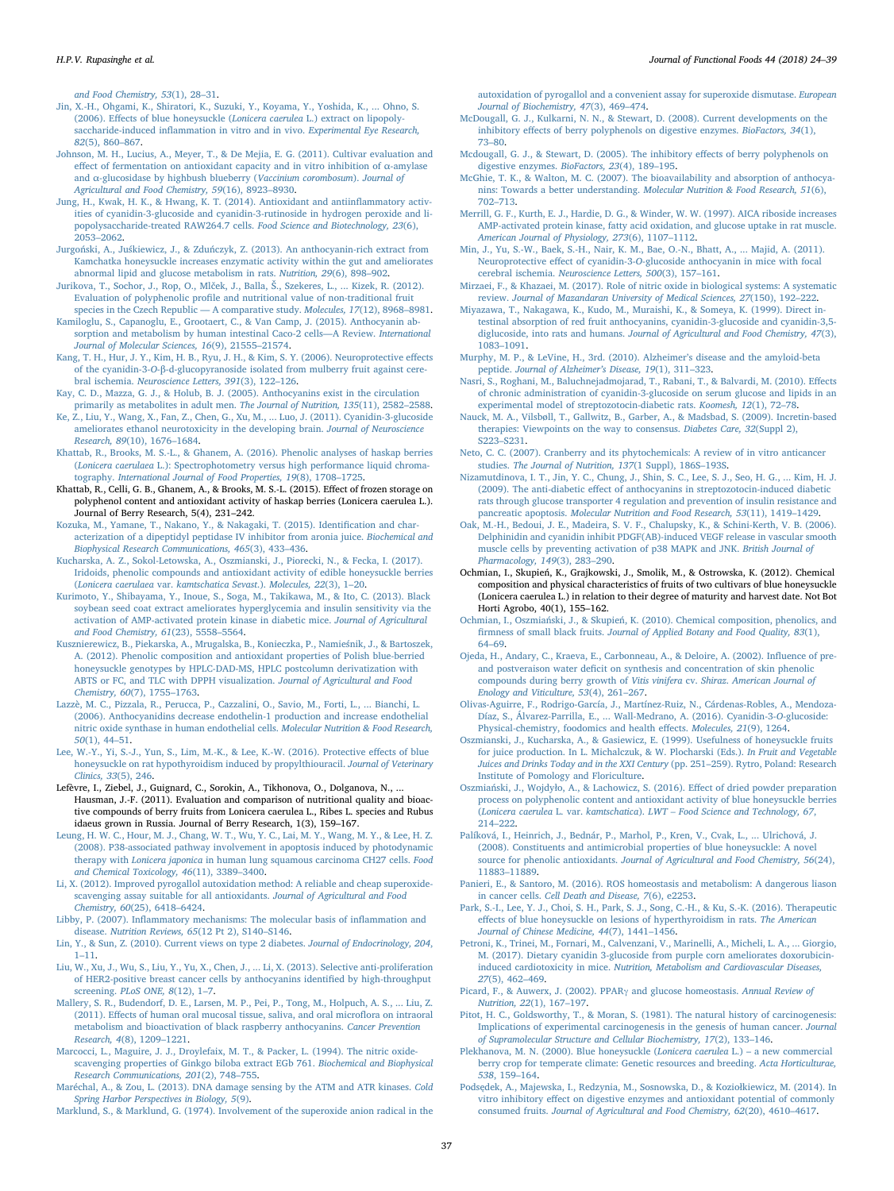*and Food Chemistry, 53*(1), 28–31.

Jin, X.-H., Ohgami, K., Shiratori, K., Suzuki, Y., Koyama, Y., Yoshida, K., ... Ohno, S. (2006). Effects of blue honeysuckle (*Lonicera caerulea* L.) extract on lipopolysaccharide-induced inflammation in vitro and in vivo. *Experimental Eye Research, 82*(5), 860–867.

Johnson, M. H., Lucius, A., Meyer, T., & De Mejia, E. G. (2011). Cultivar evaluation and effect of fermentation on antioxidant capacity and in vitro inhibition of α-amylase and α-glucosidase by highbush blueberry (*Vaccinium corombosum*). *Journal of Agricultural and Food Chemistry, 59*(16), 8923–8930.

Jung, H., Kwak, H. K., & Hwang, K. T. (2014). Antioxidant and antiinflammatory activities of cyanidin-3-glucoside and cyanidin-3-rutinoside in hydrogen peroxide and lipopolysaccharide-treated RAW264.7 cells. *Food Science and Biotechnology, 23*(6), 2053–2062.

Jurgoński, A., Juśkiewicz, J., & Zduńczyk, Z. (2013). An anthocyanin-rich extract from Kamchatka honeysuckle increases enzymatic activity within the gut and ameliorates abnormal lipid and glucose metabolism in rats. *Nutrition, 29*(6), 898–902.

Jurikova, T., Sochor, J., Rop, O., Mlček, J., Balla, Š., Szekeres, L., ... Kizek, R. (2012). Evaluation of polyphenolic profile and nutritional value of non-traditional fruit species in the Czech Republic — A comparative study. *Molecules, 17*(12), 8968–8981.

Kamiloglu, S., Capanoglu, E., Grootaert, C., & Van Camp, J. (2015). Anthocyanin absorption and metabolism by human intestinal Caco-2 cells—A Review. *International Journal of Molecular Sciences, 16*(9), 21555–21574.

Kang, T. H., Hur, J. Y., Kim, H. B., Ryu, J. H., & Kim, S. Y. (2006). Neuroprotective effects of the cyanidin-3-*O*-β-d-glucopyranoside isolated from mulberry fruit against cerebral ischemia. *Neuroscience Letters, 391*(3), 122–126.

Kay, C. D., Mazza, G. J., & Holub, B. J. (2005). Anthocyanins exist in the circulation primarily as metabolites in adult men. *The Journal of Nutrition, 135*(11), 2582–2588.

Ke, Z., Liu, Y., Wang, X., Fan, Z., Chen, G., Xu, M., ... Luo, J. (2011). Cyanidin-3-glucoside ameliorates ethanol neurotoxicity in the developing brain. *Journal of Neuroscience Research, 89*(10), 1676–1684.

Khattab, R., Brooks, M. S.-L., & Ghanem, A. (2016). Phenolic analyses of haskap berries (*Lonicera caerulaea* L.): Spectrophotometry versus high performance liquid chromatography. *International Journal of Food Properties, 19*(8), 1708–1725.

Khattab, R., Celli, G. B., Ghanem, A., & Brooks, M. S.-L. (2015). Effect of frozen storage on polyphenol content and antioxidant activity of haskap berries (Lonicera caerulea L.). Journal of Berry Research, 5(4), 231–242.

Kozuka, M., Yamane, T., Nakano, Y., & Nakagaki, T. (2015). Identification and characterization of a dipeptidyl peptidase IV inhibitor from aronia juice. *Biochemical and Biophysical Research Communications, 465*(3), 433–436.

Kucharska, A. Z., Sokol-Letowska, A., Oszmianski, J., Piorecki, N., & Fecka, I. (2017). Iridoids, phenolic compounds and antioxidant activity of edible honeysuckle berries (*Lonicera caerulea* var. *kamtschatica Sevast*.). *Molecules, 22*(3), 1–20.

Kurimoto, Y., Shibayama, Y., Inoue, S., Soga, M., Takikawa, M., & Ito, C. (2013). Black soybean seed coat extract ameliorates hyperglycemia and insulin sensitivity via the activation of AMP-activated protein kinase in diabetic mice. *Journal of Agricultural and Food Chemistry, 61*(23), 5558–5564.

Kusznierewicz, B., Piekarska, A., Mrugalska, B., Konieczka, P., Namieśnik, J., & Bartoszek, A. (2012). Phenolic composition and antioxidant properties of Polish blue-berried honeysuckle genotypes by HPLC-DAD-MS, HPLC postcolumn derivatization with ABTS or FC, and TLC with DPPH visualization. *Journal of Agricultural and Food Chemistry, 60*(7), 1755–1763.

Lazzè, M. C., Pizzala, R., Perucca, P., Cazzalini, O., Savio, M., Forti, L., ... Bianchi, L. (2006). Anthocyanidins decrease endothelin-1 production and increase endothelial nitric oxide synthase in human endothelial cells. *Molecular Nutrition & Food Research, 50*(1), 44–51.

Lee, W.-Y., Yi, S.-J., Yun, S., Lim, M.-K., & Lee, K.-W. (2016). Protective effects of blue honeysuckle on rat hypothyroidism induced by propylthiouracil. *Journal of Veterinary Clinics, 33*(5), 246.

Lefèvre, I., Ziebel, J., Guignard, C., Sorokin, A., Tikhonova, O., Dolganova, N., ... Hausman, J.-F. (2011). Evaluation and comparison of nutritional quality and bioactive compounds of berry fruits from Lonicera caerulea L., Ribes L. species and Rubus idaeus grown in Russia. Journal of Berry Research, 1(3), 159–167.

Leung, H. W. C., Hour, M. J., Chang, W. T., Wu, Y. C., Lai, M. Y., Wang, M. Y., & Lee, H. Z. (2008). P38-associated pathway involvement in apoptosis induced by photodynamic therapy with *Lonicera japonica* in human lung squamous carcinoma CH27 cells. *Food and Chemical Toxicology, 46*(11), 3389–3400.

Li, X. (2012). Improved pyrogallol autoxidation method: A reliable and cheap superoxide-scavenging assay suitable for all antioxidants. *Journal of Agricultural and Food Chemistry, 60*(25), 6418–6424.

Libby, P. (2007). Inflammatory mechanisms: The molecular basis of inflammation and disease. *Nutrition Reviews, 65*(12 Pt 2), S140–S146.

Lin, Y., & Sun, Z. (2010). Current views on type 2 diabetes. *Journal of Endocrinology, 204*, 1–11.

Liu, W., Xu, J., Wu, S., Liu, Y., Yu, X., Chen, J., ... Li, X. (2013). Selective anti-proliferation of HER2-positive breast cancer cells by anthocyanins identified by high-throughput screening. *PLoS ONE, 8*(12), 1–7.

Mallery, S. R., Budendorf, D. E., Larsen, M. P., Pei, P., Tong, M., Holpuch, A. S., ... Liu, Z. (2011). Effects of human oral mucosal tissue, saliva, and oral microflora on intraoral metabolism and bioactivation of black raspberry anthocyanins. *Cancer Prevention Research, 4*(8), 1209–1221.

Marcocci, L., Maguire, J. J., Droylefaix, M. T., & Packer, L. (1994). The nitric oxide-scavenging properties of Ginkgo biloba extract EGb 761. *Biochemical and Biophysical Research Communications, 201*(2), 748–755.

Maréchal, A., & Zou, L. (2013). DNA damage sensing by the ATM and ATR kinases. *Cold Spring Harbor Perspectives in Biology, 5*(9).

Marklund, S., & Marklund, G. (1974). Involvement of the superoxide anion radical in the autoxidation of pyrogallol and a convenient assay for superoxide dismutase. *European Journal of Biochemistry, 47*(3), 469–474.

McDougall, G. J., Kulkarni, N. N., & Stewart, D. (2008). Current developments on the inhibitory effects of berry polyphenols on digestive enzymes. *BioFactors, 34*(1), 73–80.

Mcdougall, G. J., & Stewart, D. (2005). The inhibitory effects of berry polyphenols on digestive enzymes. *BioFactors, 23*(4), 189–195.

McGhie, T. K., & Walton, M. C. (2007). The bioavailability and absorption of anthocyanins: Towards a better understanding. *Molecular Nutrition & Food Research, 51*(6), 702–713.

Merrill, G. F., Kurth, E. J., Hardie, D. G., & Winder, W. W. (1997). AICA riboside increases AMP-activated protein kinase, fatty acid oxidation, and glucose uptake in rat muscle. *American Journal of Physiology, 273*(6), 1107–1112.

Min, J., Yu, S.-W., Baek, S.-H., Nair, K. M., Bae, O.-N., Bhatt, A., ... Majid, A. (2011). Neuroprotective effect of cyanidin-3-*O*-glucoside anthocyanin in mice with focal cerebral ischemia. *Neuroscience Letters, 500*(3), 157–161.

Mirzaei, F., & Khazaei, M. (2017). Role of nitric oxide in biological systems: A systematic review. *Journal of Mazandaran University of Medical Sciences, 27*(150), 192–222.

Miyazawa, T., Nakagawa, K., Kudo, M., Muraishi, K., & Someya, K. (1999). Direct intestinal absorption of red fruit anthocyanins, cyanidin-3-glucoside and cyanidin-3,5-diglucoside, into rats and humans. *Journal of Agricultural and Food Chemistry, 47*(3), 1083–1091.

Murphy, M. P., & LeVine, H., 3rd. (2010). Alzheimer's disease and the amyloid-beta peptide. *Journal of Alzheimer's Disease, 19*(1), 311–323.

Nasri, S., Roghani, M., Baluchnejadmojarad, T., Rabani, T., & Balvardi, M. (2010). Effects of chronic administration of cyanidin-3-glucoside on serum glucose and lipids in an experimental model of streptozotocin-diabetic rats. *Koomesh, 12*(1), 72–78.

Nauck, M. A., Vilsbøll, T., Gallwitz, B., Garber, A., & Madsbad, S. (2009). Incretin-based therapies: Viewpoints on the way to consensus. *Diabetes Care, 32*(Suppl 2), S223–S231.

Neto, C. C. (2007). Cranberry and its phytochemicals: A review of in vitro anticancer studies. *The Journal of Nutrition, 137*(1 Suppl), 186S–193S.

Nizamutdinova, I. T., Jin, Y. C., Chung, J., Shin, S. C., Lee, S. J., Seo, H. G., ... Kim, H. J. (2009). The anti-diabetic effect of anthocyanins in streptozotocin-induced diabetic rats through glucose transporter 4 regulation and prevention of insulin resistance and pancreatic apoptosis. *Molecular Nutrition and Food Research, 53*(11), 1419–1429.

Oak, M.-H., Bedoui, J. E., Madeira, S. V. F., Chalupsky, K., & Schini-Kerth, V. B. (2006). Delphinidin and cyanidin inhibit PDGF(AB)-induced VEGF release in vascular smooth muscle cells by preventing activation of p38 MAPK and JNK. *British Journal of Pharmacology, 149*(3), 283–290.

Ochmian, I., Skupień, K., Grajkowski, J., Smolik, M., & Ostrowska, K. (2012). Chemical composition and physical characteristics of fruits of two cultivars of blue honeysuckle (Lonicera caerulea L.) in relation to their degree of maturity and harvest date. Not Bot Horti Agrobo, 40(1), 155–162.

Ochmian, I., Oszmiański, J., & Skupień, K. (2010). Chemical composition, phenolics, and firmness of small black fruits. *Journal of Applied Botany and Food Quality, 83*(1), 64–69.

Ojeda, H., Andary, C., Kraeva, E., Carbonneau, A., & Deloire, A. (2002). Influence of pre- and postveraison water deficit on synthesis and concentration of skin phenolic compounds during berry growth of *Vitis vinifera* cv. *Shiraz*. *American Journal of Enology and Viticulture, 53*(4), 261–267.

Olivas-Aguirre, F., Rodrigo-García, J., Martínez-Ruiz, N., Cárdenas-Robles, A., Mendoza-Díaz, S., Álvarez-Parrilla, E., ... Wall-Medrano, A. (2016). Cyanidin-3-*O*-glucoside: Physical-chemistry, foodomics and health effects. *Molecules, 21*(9), 1264.

Oszmianski, J., Kucharska, A., & Gasiewicz, E. (1999). Usefulness of honeysuckle fruits for juice production. In L. Michalczuk, & W. Plocharski (Eds.). *In Fruit and Vegetable Juices and Drinks Today and in the XXI Century* (pp. 251–259). Rytro, Poland: Research Institute of Pomology and Floriculture.

Oszmiański, J., Wojdyło, A., & Lachowicz, S. (2016). Effect of dried powder preparation process on polyphenolic content and antioxidant activity of blue honeysuckle berries (*Lonicera caerulea* L. var. *kamtschatica*). *LWT – Food Science and Technology, 67*, 214–222.

Palíková, I., Heinrich, J., Bednár, P., Marhol, P., Kren, V., Cvak, L., ... Ulrichová, J. (2008). Constituents and antimicrobial properties of blue honeysuckle: A novel source for phenolic antioxidants. *Journal of Agricultural and Food Chemistry, 56*(24), 11883–11889.

Panieri, E., & Santoro, M. (2016). ROS homeostasis and metabolism: A dangerous liason in cancer cells. *Cell Death and Disease, 7*(6), e2253.

Park, S.-I., Lee, Y. J., Choi, S. H., Park, S. J., Song, C.-H., & Ku, S.-K. (2016). Therapeutic effects of blue honeysuckle on lesions of hyperthyroidism in rats. *The American Journal of Chinese Medicine, 44*(7), 1441–1456.

Petroni, K., Trinei, M., Fornari, M., Calvenzani, V., Marinelli, A., Micheli, L. A., ... Giorgio, M. (2017). Dietary cyanidin 3-glucoside from purple corn ameliorates doxorubicin-induced cardiotoxicity in mice. *Nutrition, Metabolism and Cardiovascular Diseases, 27*(5), 462–469.

Picard, F., & Auwerx, J. (2002). PPARγ and glucose homeostasis. *Annual Review of Nutrition, 22*(1), 167–197.

Pitot, H. C., Goldsworthy, T., & Moran, S. (1981). The natural history of carcinogenesis: Implications of experimental carcinogenesis in the genesis of human cancer. *Journal of Supramolecular Structure and Cellular Biochemistry, 17*(2), 133–146.

Plekhanova, M. N. (2000). Blue honeysuckle (*Lonicera caerulea* L.) – a new commercial berry crop for temperate climate: Genetic resources and breeding. *Acta Horticulturae, 538*, 159–164.

Podsędek, A., Majewska, I., Redzynia, M., Sosnowska, D., & Koziołkiewicz, M. (2014). In vitro inhibitory effect on digestive enzymes and antioxidant potential of commonly consumed fruits. *Journal of Agricultural and Food Chemistry, 62*(20), 4610–4617.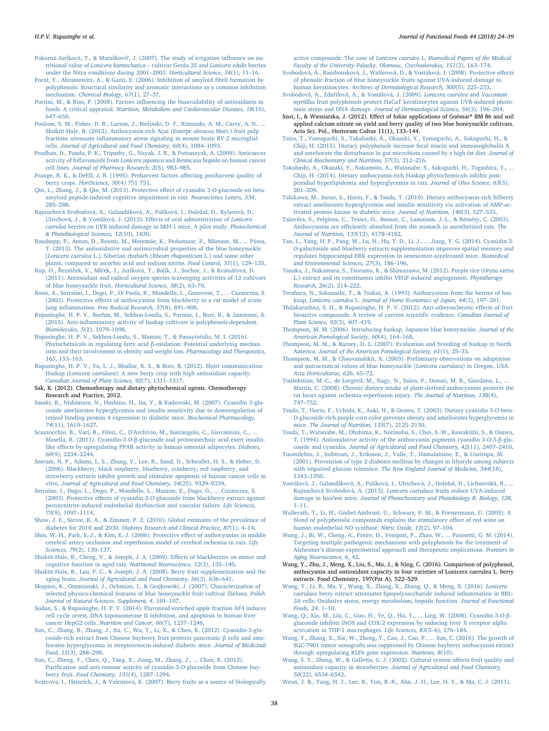Pokorná-Juríková, T., & Matuškovič, J. (2007). The study of irrigation influence on nutritional value of *Lonicera kamtschatica* – cultivar Gerda 25 and *Lonicera edulis* berries under the Nitra conditions during 2001–2003. *Horticultural Science, 34*(1), 11–16.

Porat, Y., Abramowitz, A., & Gazit, E. (2006). Inhibition of amyloid fibril formation by polyphenols: Structural similarity and aromatic interactions as a common inhibition mechanism. *Chemical Biology, 67*(1), 27–37.

Porrini, M., & Riso, P. (2008). Factors influencing the bioavailability of antioxidants in foods: A critical appraisal. *Nutrition, Metabolism and Cardiovascular Diseases, 18*(10), 647–650.

Poulose, S. M., Fisher, D. R., Larson, J., Bielinski, D. F., Rimando, A. M., Carey, A. N., ... Shukitt-Hale, B. (2012). Anthocyanin-rich Açai (*Euterpe oleracea* Mart.) fruit pulp fractions attenuate inflammatory stress signaling in mouse brain BV-2 microglial cells. *Journal of Agricultural and Food Chemistry, 60*(4), 1084–1093.

Pradhan, D., Panda, P. K., Tripathy, G., Nayak, J. R., & Pattanayak, A. (2009). Anticancer activity of biflavonoids from *Lonicera japonica* and *Benincasa hispida* on human cancer cell lines. *Journal of Pharmacy Research, 2*(5), 983–985.

Prange, R. K., & DeEll, J. R. (1995). Preharvest factors affecting postharvest quality of berry crops. *HortScience, 30*(4) 751 751.

Qin, L., Zhang, J., & Qin, M. (2013). Protective effect of cyanidin 3-*O*-glucoside on beta-amyloid peptide-induced cognitive impairment in rats. *Neuroscience Letters, 534*, 285–288.

Rajnochová Svobodová, A., Galandáková, A., Palíková, I., Doležal, D., Kylarová, D., Ulrichová, J., & Vostálová, J. (2013). Effects of oral administration of *Lonicera caerulea* berries on UVB-induced damage in SKH-1 mice. A pilot study. *Photochemical & Photobiological Sciences, 12*(10), 1830.

Raudsepp, P., Anton, D., Roasto, M., Meremäe, K., Pedastsaar, P., Mäesaar, M., ... Püssa, T. (2013). The antioxidative and antimicrobial properties of the blue honeysuckle (*Lonicera caerulea* L.), Siberian rhubarb (*Rheum rhaponticum* L.) and some other plants, compared to ascorbic acid and sodium nitrite. *Food Control, 31*(1), 129–135.

Rop, O., Řezníček, V., Mlček, J., Juríková, T., Balík, J., Sochor, J., & Kramářová, D. (2011). Antioxidant and radical oxygen species scavenging activities of 12 cultivars of blue honeysuckle fruit. *Horticultural Science, 38*(2), 63–70.

Rossi, A., Serraino, I., Dugo, P., Di Paola, R., Mondello, L., Genovese, T., ... Cuzzocrea, S. (2003). Protective effects of anthocyanins from blackberry in a rat model of acute lung inflammation. *Free Radical Research, 37*(8), 891–900.

Rupasinghe, H. P. V., Boehm, M., Sekhon-Loodu, S., Parmar, I., Bors, B., & Jamieson, A. (2015). Anti-inflammatory activity of haskap cultivars is polyphenols-dependent. *Biomolecules, 5*(2), 1079–1098.

Rupasinghe, H. P. V., Sekhon-Loodu, S., Mantso, T., & Panayiotidis, M. I. (2016). Phytochemicals in regulating fatty acid β-oxidation: Potential underlying mechanisms and their involvement in obesity and weight loss. *Pharmacology and Therapeutics, 165*, 153–163.

Rupasinghe, H. P. V., Yu, L. J., Bhullar, K. S., & Bors, B. (2012). Short communication: Haskap (*Lonicera caerulaea*): A new berry crop with high antioxidant capacity. *Canadian Journal of Plant Science, 92*(7), 1311–1317.

Sak, K. (2012). Chemotherapy and dietary phytochemical agents. Chemotherapy Research and Practice, 2012.

Sasaki, R., Nishimura, N., Hoshino, H., Isa, Y., & Kadowaki, M. (2007). Cyanidin 3-glucoside ameliorates hyperglycemia and insulin sensitivity due to downregulation of retinol binding protein 4 expression in diabetic mice. *Biochemical Pharmacology, 74*(11), 1619–1627.

Scazzocchio, B., Vari, R., Filesi, C., D'Archivio, M., Santangelo, C., Giovannini, C., ... Masella, R. (2011). Cyanidin-3-*O*-β-glucoside and protocatechuic acid exert insulin-like effects by upregulating PPAR activity in human omental adipocytes. *Diabetes, 60*(9), 2234–2244.

Seeram, N. P., Adams, L. S., Zhang, Y., Lee, R., Sand, D., Scheuller, H. S., & Heber, D. (2006). Blackberry, black raspberry, blueberry, cranberry, red raspberry, and strawberry extracts inhibit growth and stimulate apoptosis of human cancer cells in vitro. *Journal of Agricultural and Food Chemistry, 54*(25), 9329–9339.

Serraino, I., Dugo, L., Dugo, P., Mondello, L., Mazzon, E., Dugo, G., ... Cuzzocrea, S. (2003). Protective effects of cyanidin-3-*O*-glucoside from blackberry extract against peroxynitrite-induced endothelial dysfunction and vascular failure. *Life Sciences, 73*(9), 1097–1114.

Shaw, J. E., Sicree, R. A., & Zimmet, P. Z. (2010). Global estimates of the prevalence of diabetes for 2010 and 2030. *Diabetes Research and Clinical Practice, 87*(1), 4–14.

Shin, W.-H., Park, S.-J., & Kim, E.-J. (2006). Protective effect of anthocyanins in middle cerebral artery occlusion and reperfusion model of cerebral ischemia in rats. *Life Sciences, 79*(2), 130–137.

Shukitt-Hale, B., Cheng, V., & Joseph, J. A. (2009). Effects of blackberries on motor and cognitive function in aged rats. *Nutritional Neuroscience, 12*(3), 135–140.

Shukitt-Hale, B., Lau, F. C., & Joseph, J. A. (2008). Berry fruit supplementation and the aging brain. *Journal of Agricultural and Food Chemistry, 56*(3), 636–641.

Skupien, K., Oszmianski, J., Ochmian, I., & Grajkowski, J. (2007). Characterization of selected physico-chemical features of blue honeysuckle fruit cultivar Zielona. *Polish Journal of Natural Sciences. Supplement, 4*, 101–107.

Sudan, S., & Rupasinghe, H. P. V. (2014). Flavonoid-enriched apple fraction AF4 induces cell cycle arrest, DNA topoisomerase II inhibition, and apoptosis in human liver cancer HepG2 cells. *Nutrition and Cancer, 66*(7), 1237–1246.

Sun, C., Zhang, B., Zhang, J., Xu, C., Wu, Y., Li, X., & Chen, K. (2012). Cyanidin-3-glucoside-rich extract from Chinese bayberry fruit protects pancreatic β cells and ameliorates hyperglycemia in streptozotocin-induced diabetic mice. *Journal of Medicinal Food, 15*(3), 288–298.

Sun, C., Zheng, Y., Chen, Q., Tang, X., Jiang, M., Zhang, J., ... Chen, K. (2012). Purification and anti-tumour activity of cyanidin-3-*O*-glucoside from Chinese bayberry fruit. *Food Chemistry, 131*(4), 1287–1294.

Svarcova, I., Heinrich, J., & Valentova, K. (2007). Berry fruits as a source of biologically active compounds: The case of *Lonicera caerulea* L. *Biomedical Papers of the Medical Faculty of the University Palacky, Olomouc, Czechoslovakia, 151*(2), 163–174.

Svobodová, A., Rambousková, J., Walterová, D., & Vostálová, J. (2008). Protective effects of phenolic fraction of blue honeysuckle fruits against UVA-induced damage to human keratinocytes. *Archives of Dermatological Research, 300*(5), 225–233.

Svobodová, A., Zdařilová, A., & Vostálová, J. (2009). *Lonicera caerulea* and *Vaccinium myrtillus* fruit polyphenols protect HaCaT keratinocytes against UVB-induced phototoxic stress and DNA damage. *Journal of Dermatological Science, 56*(3), 196–204.

Szot, I., & Wieniarska, J. (2012). Effect of foliar applications of Goëmar® BM 86 and soil applied calcium nitrate on yield and berry quality of two blue honeysuckle cultivars. Acta Sci. Pol., Hortorum Cultus 11(1), 133–144.

Taira, T., Yamaguchi, S., Takahashi, A., Okazaki, Y., Yamaguchi, A., Sakaguchi, H., & Chiji, H. (2015). Dietary polyphenols increase fecal mucin and immunoglobulin A and ameliorate the disturbance in gut microbiota caused by a high fat diet. *Journal of Clinical Biochemistry and Nutrition, 57*(3), 212–216.

Takahashi, A., Okazaki, Y., Nakamoto, A., Watanabe, S., Sakaguchi, H., Tagashira, Y., ... Chiji, H. (2014). Dietary anthocyanin-rich Haskap phytochemicals inhibit postprandial hyperlipidemia and hyperglycemia in rats. *Journal of Oleo Science, 63*(3), 201–209.

Takikawa, M., Inoue, S., Horio, F., & Tsuda, T. (2010). Dietary anthocyanin-rich bilberry extract ameliorates hyperglycemia and insulin sensitivity via activation of AMP-activated protein kinase in diabetic mice. *Journal of Nutrition, 140*(3), 527–533.

Talavéra, S., Felgines, C., Texier, O., Besson, C., Lamaison, J.-L., & Rémésy, C. (2003). Anthocyanins are efficiently absorbed from the stomach in anesthetized rats. *The Journal of Nutrition, 133*(12), 4178–4182.

Tan, L., Yang, H. P., Pang, W., Lu, H., Hu, Y. D., Li, J., ... Jiang, Y. G. (2014). Cyanidin-3-*O*-galactoside and blueberry extracts supplementation improves spatial memory and regulates hippocampal ERK expression in senescence-accelerated mice. *Biomedical and Environmental Sciences, 27*(3), 186–196.

Tanaka, J., Nakamura, S., Tsuruma, K., & Shimazawa, M. (2012). Purple rice (*Oryza sativa* L.) extract and its constituents inhibit VEGF-induced angiogenesis. *Phytotherapy Research, 26*(2), 214–222.

Terahara, N., Sakanashi, T., & Tsukui, A. (1993). Anthocyanins from the berries of haskaap, *Lonicera caerulea* L. *Journal of Home Economics of Japan, 44*(3), 197–201.

Thilakarathna, S. H., & Rupasinghe, H. P. V. (2012). Anti-atherosclerotic effects of fruit bioactive compounds: A review of current scientific evidence. *Canadian Journal of Plant Science, 92*(3), 407–419.

Thompson, M. M. (2006). Introducing haskap, Japanese blue honeysuckle. *Journal of the American Pomological Society, 60*(4), 164–168.

Thompson, M. M., & Barney, D. L. (2007). Evaluation and breeding of haskap in North America. *Journal of the American Pomological Society, 61*(1), 25–33.

Thompson, M. M., & Chaovanalikit, A. (2003). Preliminary observations on adaptation and nutraceutical values of blue honeysuckle (*Lonicera caerulaea*) in Oregon, USA. *Acta Horticulturae, 626*, 65–72.

Toufektsian, M.-C., de Lorgeril, M., Nagy, N., Salen, P., Donati, M. B., Giordano, L., ... Martin, C. (2008). Chronic dietary intake of plant-derived anthocyanins protects the rat heart against ischemia-reperfusion injury. *The Journal of Nutrition, 138*(4), 747–752.

Tsuda, T., Horio, F., Uchida, K., Aoki, H., & Osawa, T. (2003). Dietary cyanidin 3-*O*-beta-D-glucoside-rich purple corn color prevents obesity and ameliorates hyperglycemia in mice. *The Journal of Nutrition, 133*(7), 2125–2130.

Tsuda, T., Watanabe, M., Ohshima, K., Norinobu, S., Choi, S.-W., Kawakishi, S., & Osawa, T. (1994). Antioxidative activity of the anthocyanin pigments cyanidin 3-*O*-3-β-glucoside and cyanidin. *Journal of Agricultural and Food Chemistry, 42*(11), 2407–2410.

Tuomilehto, J., Indstrom, J., Eriksson, J., Valle, T., Hamalainine, E., & Uusitupa, M. (2001). Prevention of type 2 diabetes mellitus by changes in lifestyle among subjects with impaired glucose tolerance. *The New England Journal of Medicine, 344*(18), 1343–1350.

Vostálová, J., Galandáková, A., Palíková, I., Ulrichová, J., Doležal, D., Lichnovská, R., ... Rajnochová Svobodová, A. (2013). *Lonicera caerulaea* fruits reduce UVA-induced damage in hairless mice. *Journal of Photochemistry and Photobiology B: Biology, 128*, 1–11.

Wallerath, T., Li, H., Gödtel-Ambrust, U., Schwarz, P. M., & Förstermann, U. (2005). A blend of polyphenolic compounds explains the stimulatory effect of red wine on human endothelial NO synthase. *Nitric Oxide, 12*(2), 97–104.

Wang, J., Bi, W., Cheng, A., Freire, D., Vempati, P., Zhao, W., ... Pasinetti, G. M. (2014). Targeting multiple pathogenic mechanisms with polyphenols for the treatment of Alzheimer's disease-experimental approach and therapeutic implications. *Frontiers in Aging Neuroscience, 6*, 42.

Wang, Y., Zhu, J., Meng, X., Liu, S., Mu, J., & Ning, C. (2016). Comparison of polyphenol, anthocyanin and antioxidant capacity in four varieties of Lonicera caerulea L. berry extracts. Food Chemistry, 197(Pat A), 522–529.

Wang, Y., Li, B., Ma, Y., Wang, X., Zhang, X., Zhang, Q., & Meng, X. (2016). *Lonicera caerulaea* berry extract attenuates lipopolysaccharide induced inflammation in BRL-3A cells: Oxidative stress, energy metabolism, hepatic function. *Journal of Functional Foods, 24*, 1–10.

Wang, Q., Xia, M., Liu, C., Guo, H., Ye, Q., Hu, Y., ... Ling, W. (2008). Cyanidin-3-*O*-β-glucoside inhibits iNOS and COX-2 expression by inducing liver X receptor alpha activation in THP-1 macrophages. *Life Sciences, 83*(5–6), 176–184.

Wang, Y., Zhang, X., Xie, W., Zheng, Y., Cao, J., Cao, P., ... Sun, C. (2016). The growth of SGC-7901 tumor xenografts was suppressed by Chinese bayberry anthocyanin extract through upregulating KLF6 gene expression. *Nutrients, 8*(10).

Wang, S. Y., Zheng, W., & Galletta, G. J. (2002). Cultural system affects fruit quality and antioxidant capacity in strawberries. *Journal of Agricultural and Food Chemistry, 50*(22), 6534–6542.

Weon, J. B., Yang, H. J., Lee, B., Yun, B.-R., Ahn, J. H., Lee, H. Y., & Ma, C. J. (2011).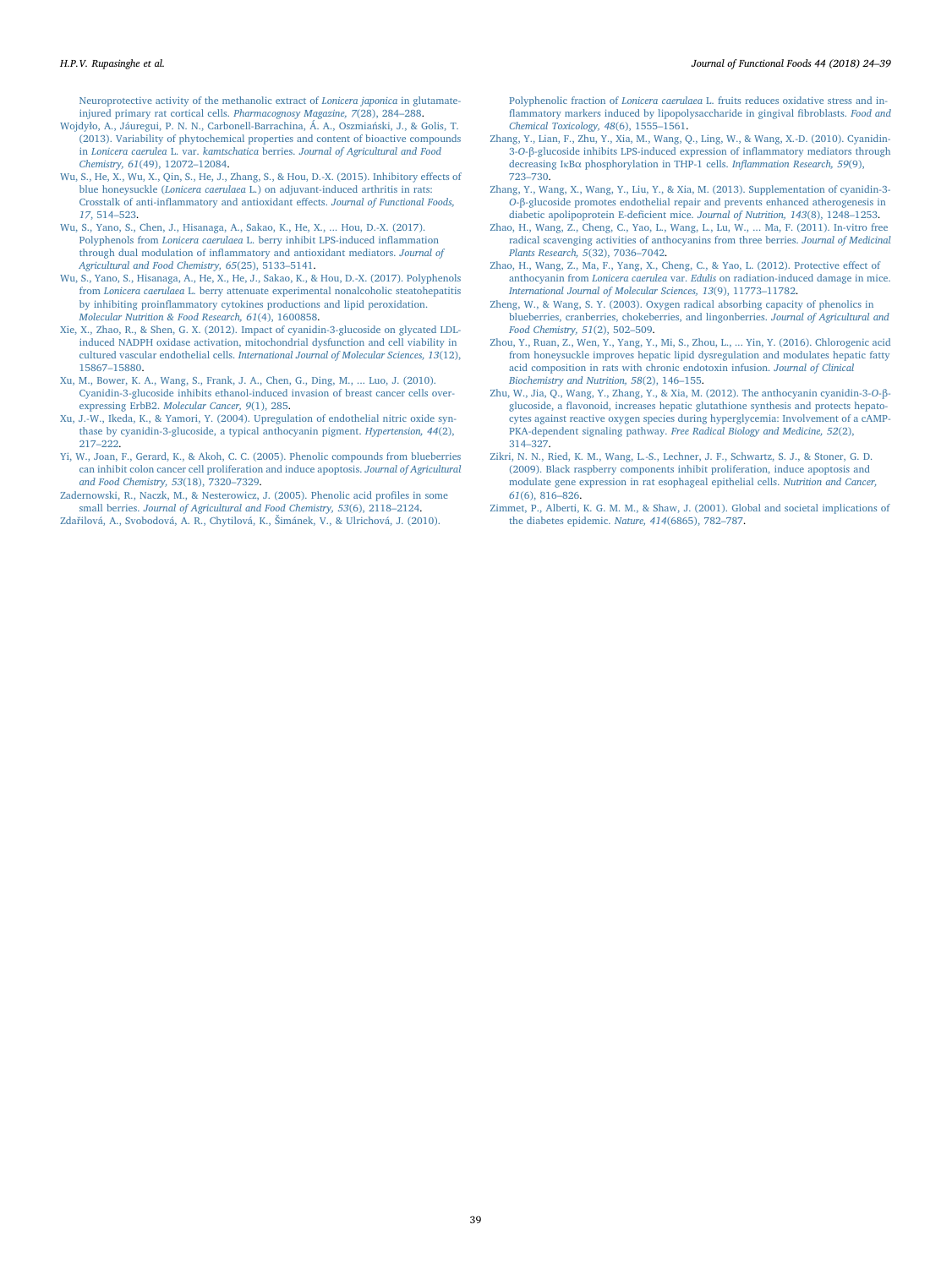Neuroprotective activity of the methanolic extract of *Lonicera japonica* in glutamate-injured primary rat cortical cells. *Pharmacognosy Magazine, 7*(28), 284–288.

Wojdyło, A., Jáuregui, P. N. N., Carbonell-Barrachina, Á. A., Oszmiański, J., & Golis, T. (2013). Variability of phytochemical properties and content of bioactive compounds in *Lonicera caerulea* L. var. *kamtschatica* berries. *Journal of Agricultural and Food Chemistry, 61*(49), 12072–12084.

Wu, S., He, X., Wu, X., Qin, S., He, J., Zhang, S., & Hou, D.-X. (2015). Inhibitory effects of blue honeysuckle (*Lonicera caerulaea* L.) on adjuvant-induced arthritis in rats: Crosstalk of anti-inflammatory and antioxidant effects. *Journal of Functional Foods, 17*, 514–523.

Wu, S., Yano, S., Chen, J., Hisanaga, A., Sakao, K., He, X., ... Hou, D.-X. (2017). Polyphenols from *Lonicera caerulaea* L. berry inhibit LPS-induced inflammation through dual modulation of inflammatory and antioxidant mediators. *Journal of Agricultural and Food Chemistry, 65*(25), 5133–5141.

Wu, S., Yano, S., Hisanaga, A., He, X., He, J., Sakao, K., & Hou, D.-X. (2017). Polyphenols from *Lonicera caerulaea* L. berry attenuate experimental nonalcoholic steatohepatitis by inhibiting proinflammatory cytokines productions and lipid peroxidation. *Molecular Nutrition & Food Research, 61*(4), 1600858.

Xie, X., Zhao, R., & Shen, G. X. (2012). Impact of cyanidin-3-glucoside on glycated LDL-induced NADPH oxidase activation, mitochondrial dysfunction and cell viability in cultured vascular endothelial cells. *International Journal of Molecular Sciences, 13*(12), 15867–15880.

Xu, M., Bower, K. A., Wang, S., Frank, J. A., Chen, G., Ding, M., ... Luo, J. (2010). Cyanidin-3-glucoside inhibits ethanol-induced invasion of breast cancer cells over-expressing ErbB2. *Molecular Cancer, 9*(1), 285.

Xu, J.-W., Ikeda, K., & Yamori, Y. (2004). Upregulation of endothelial nitric oxide synthase by cyanidin-3-glucoside, a typical anthocyanin pigment. *Hypertension, 44*(2), 217–222.

Yi, W., Joan, F., Gerard, K., & Akoh, C. C. (2005). Phenolic compounds from blueberries can inhibit colon cancer cell proliferation and induce apoptosis. *Journal of Agricultural and Food Chemistry, 53*(18), 7320–7329.

Zadernowski, R., Naczk, M., & Nesterowicz, J. (2005). Phenolic acid profiles in some small berries. *Journal of Agricultural and Food Chemistry, 53*(6), 2118–2124.

Zdařilová, A., Svobodová, A. R., Chytilová, K., Šimánek, V., & Ulrichová, J. (2010). Polyphenolic fraction of *Lonicera caerulaea* L. fruits reduces oxidative stress and inflammatory markers induced by lipopolysaccharide in gingival fibroblasts. *Food and Chemical Toxicology, 48*(6), 1555–1561.

Zhang, Y., Lian, F., Zhu, Y., Xia, M., Wang, Q., Ling, W., & Wang, X.-D. (2010). Cyanidin-3-*O*-β-glucoside inhibits LPS-induced expression of inflammatory mediators through decreasing IκBα phosphorylation in THP-1 cells. *Inflammation Research, 59*(9), 723–730.

Zhang, Y., Wang, X., Wang, Y., Liu, Y., & Xia, M. (2013). Supplementation of cyanidin-3-*O*-β-glucoside promotes endothelial repair and prevents enhanced atherogenesis in diabetic apolipoprotein E-deficient mice. *Journal of Nutrition, 143*(8), 1248–1253.

Zhao, H., Wang, Z., Cheng, C., Yao, L., Wang, L., Lu, W., ... Ma, F. (2011). In-vitro free radical scavenging activities of anthocyanins from three berries. *Journal of Medicinal Plants Research, 5*(32), 7036–7042.

Zhao, H., Wang, Z., Ma, F., Yang, X., Cheng, C., & Yao, L. (2012). Protective effect of anthocyanin from *Lonicera caerulea* var. *Edulis* on radiation-induced damage in mice. *International Journal of Molecular Sciences, 13*(9), 11773–11782.

Zheng, W., & Wang, S. Y. (2003). Oxygen radical absorbing capacity of phenolics in blueberries, cranberries, chokeberries, and lingonberries. *Journal of Agricultural and Food Chemistry, 51*(2), 502–509.

Zhou, Y., Ruan, Z., Wen, Y., Yang, Y., Mi, S., Zhou, L., ... Yin, Y. (2016). Chlorogenic acid from honeysuckle improves hepatic lipid dysregulation and modulates hepatic fatty acid composition in rats with chronic endotoxin infusion. *Journal of Clinical Biochemistry and Nutrition, 58*(2), 146–155.

Zhu, W., Jia, Q., Wang, Y., Zhang, Y., & Xia, M. (2012). The anthocyanin cyanidin-3-*O*-β-glucoside, a flavonoid, increases hepatic glutathione synthesis and protects hepatocytes against reactive oxygen species during hyperglycemia: Involvement of a cAMP-PKA-dependent signaling pathway. *Free Radical Biology and Medicine, 52*(2), 314–327.

Zikri, N. N., Ried, K. M., Wang, L.-S., Lechner, J. F., Schwartz, S. J., & Stoner, G. D. (2009). Black raspberry components inhibit proliferation, induce apoptosis and modulate gene expression in rat esophageal epithelial cells. *Nutrition and Cancer, 61*(6), 816–826.

Zimmet, P., Alberti, K. G. M. M., & Shaw, J. (2001). Global and societal implications of the diabetes epidemic. *Nature, 414*(6865), 782–787.